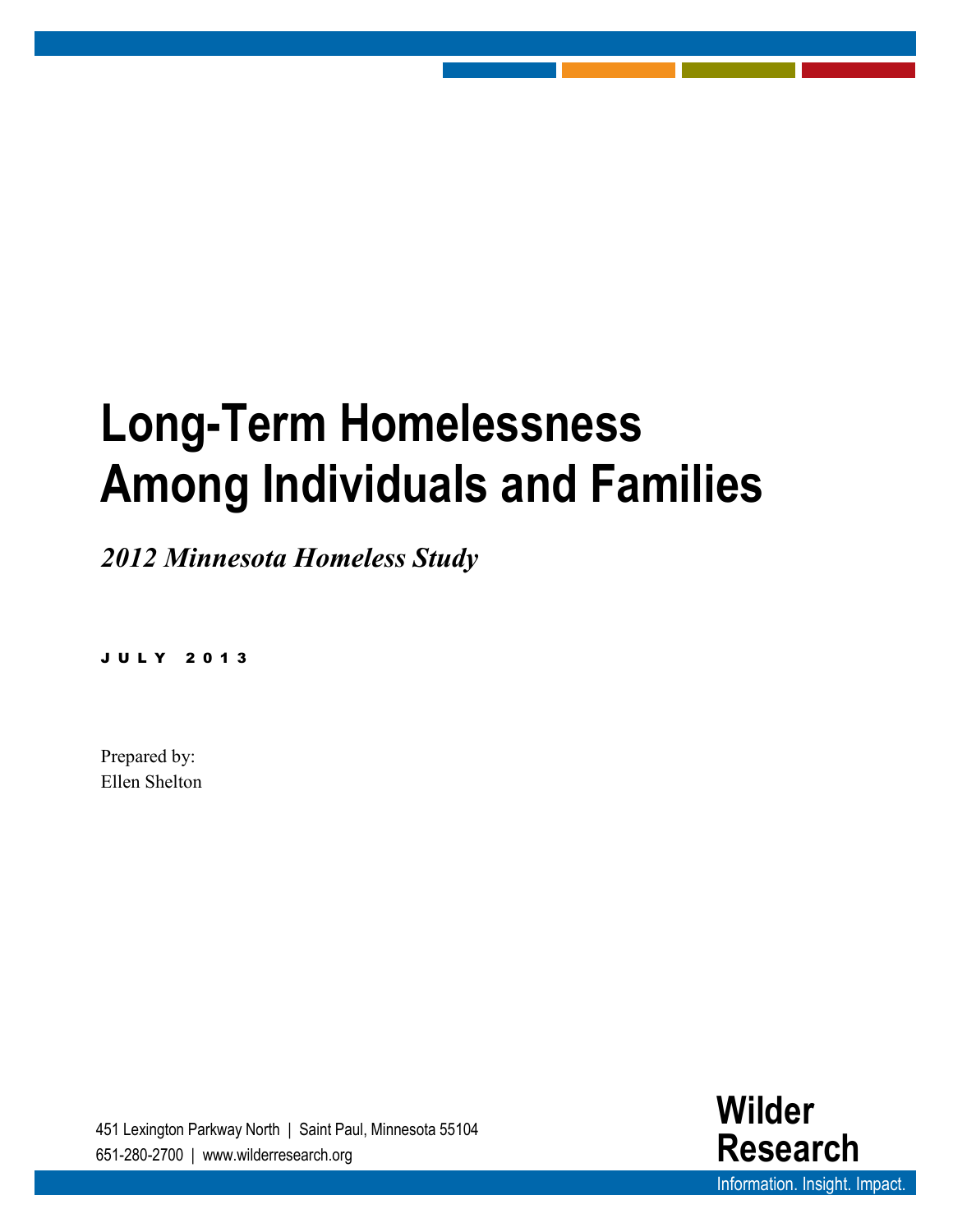# Long-Term Homelessness Among Individuals and Families

*2012 Minnesota Homeless Study*

JULY 2013

Prepared by:
Ellen Shelton

451 Lexington Parkway North | Saint Paul, Minnesota 55104
651-280-2700 | www.wilderresearch.org

**Wilder Research**

Information. Insight. Impact.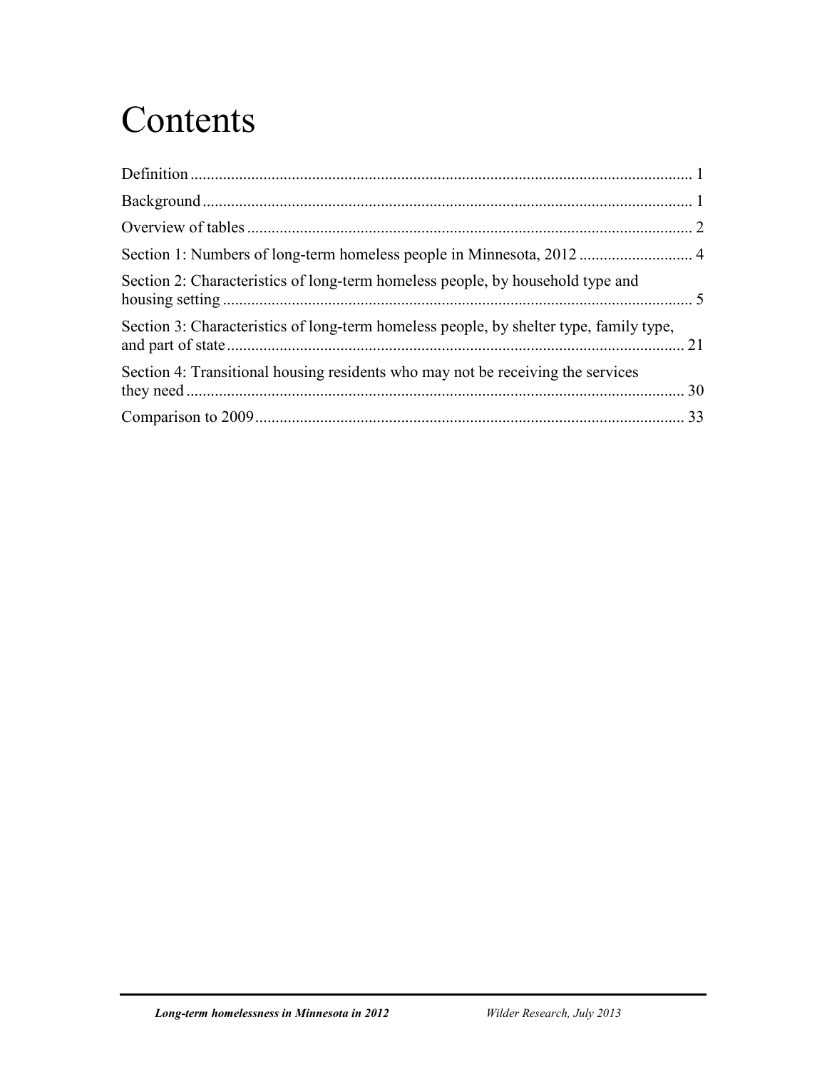# Contents

Definition ........................................................................................................................ 1

Background ...................................................................................................................... 1

Overview of tables ........................................................................................................... 2

Section 1: Numbers of long-term homeless people in Minnesota, 2012 ........................... 4

Section 2: Characteristics of long-term homeless people, by household type and housing setting .................................................................................................................. 5

Section 3: Characteristics of long-term homeless people, by shelter type, family type, and part of state ............................................................................................................... 21

Section 4: Transitional housing residents who may not be receiving the services they need ......................................................................................................................... 30

Comparison to 2009 ........................................................................................................ 33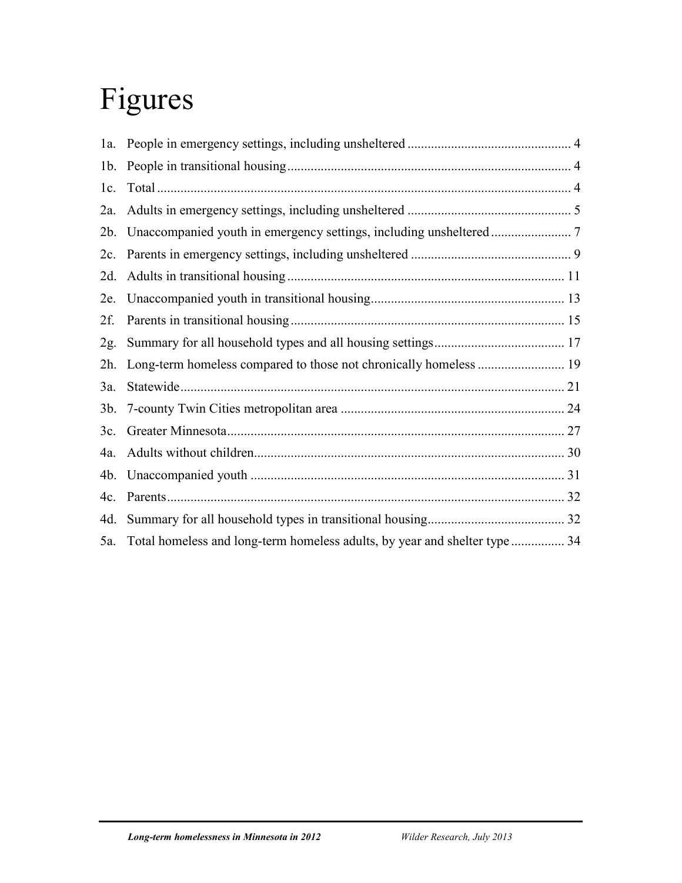# Figures

| | | |
|---|---|---|
| 1a. | People in emergency settings, including unsheltered | 4 |
| 1b. | People in transitional housing | 4 |
| 1c. | Total | 4 |
| 2a. | Adults in emergency settings, including unsheltered | 5 |
| 2b. | Unaccompanied youth in emergency settings, including unsheltered | 7 |
| 2c. | Parents in emergency settings, including unsheltered | 9 |
| 2d. | Adults in transitional housing | 11 |
| 2e. | Unaccompanied youth in transitional housing | 13 |
| 2f. | Parents in transitional housing | 15 |
| 2g. | Summary for all household types and all housing settings | 17 |
| 2h. | Long-term homeless compared to those not chronically homeless | 19 |
| 3a. | Statewide | 21 |
| 3b. | 7-county Twin Cities metropolitan area | 24 |
| 3c. | Greater Minnesota | 27 |
| 4a. | Adults without children | 30 |
| 4b. | Unaccompanied youth | 31 |
| 4c. | Parents | 32 |
| 4d. | Summary for all household types in transitional housing | 32 |
| 5a. | Total homeless and long-term homeless adults, by year and shelter type | 34 |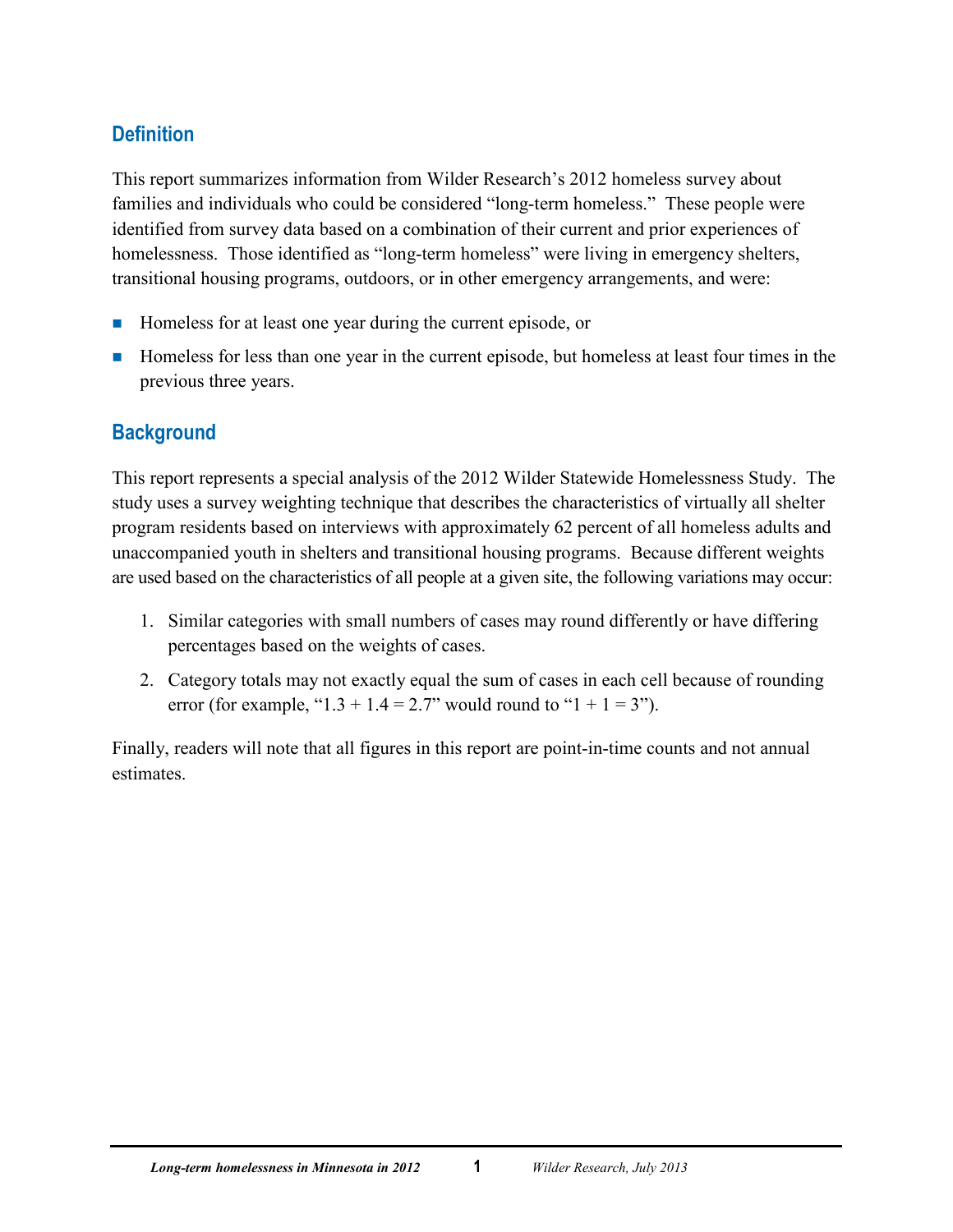## Definition

This report summarizes information from Wilder Research's 2012 homeless survey about families and individuals who could be considered "long-term homeless." These people were identified from survey data based on a combination of their current and prior experiences of homelessness. Those identified as "long-term homeless" were living in emergency shelters, transitional housing programs, outdoors, or in other emergency arrangements, and were:

- Homeless for at least one year during the current episode, or
- Homeless for less than one year in the current episode, but homeless at least four times in the previous three years.

## Background

This report represents a special analysis of the 2012 Wilder Statewide Homelessness Study. The study uses a survey weighting technique that describes the characteristics of virtually all shelter program residents based on interviews with approximately 62 percent of all homeless adults and unaccompanied youth in shelters and transitional housing programs. Because different weights are used based on the characteristics of all people at a given site, the following variations may occur:

1. Similar categories with small numbers of cases may round differently or have differing percentages based on the weights of cases.
2. Category totals may not exactly equal the sum of cases in each cell because of rounding error (for example, "1.3 + 1.4 = 2.7" would round to "1 + 1 = 3").

Finally, readers will note that all figures in this report are point-in-time counts and not annual estimates.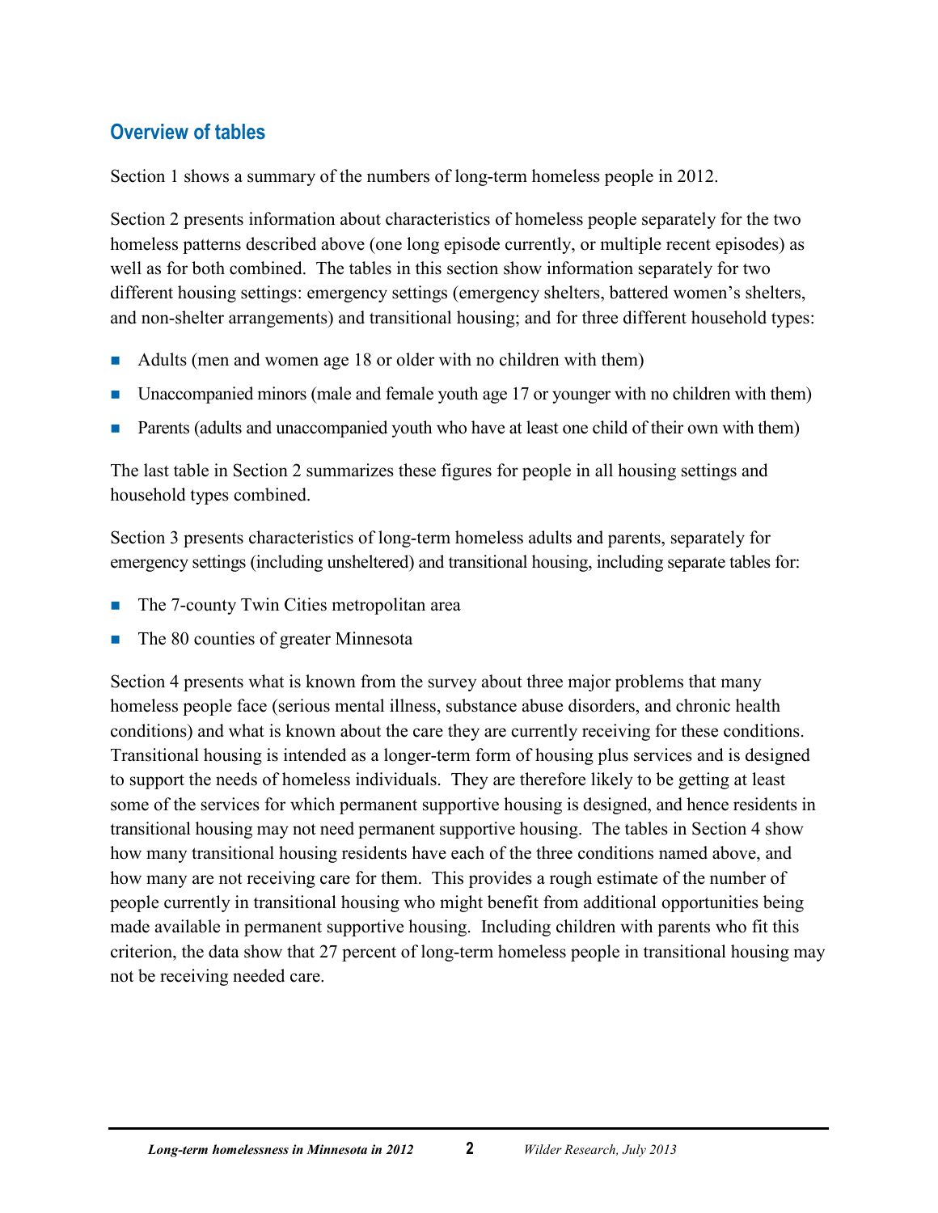## Overview of tables

Section 1 shows a summary of the numbers of long-term homeless people in 2012.

Section 2 presents information about characteristics of homeless people separately for the two homeless patterns described above (one long episode currently, or multiple recent episodes) as well as for both combined. The tables in this section show information separately for two different housing settings: emergency settings (emergency shelters, battered women's shelters, and non-shelter arrangements) and transitional housing; and for three different household types:

- Adults (men and women age 18 or older with no children with them)
- Unaccompanied minors (male and female youth age 17 or younger with no children with them)
- Parents (adults and unaccompanied youth who have at least one child of their own with them)

The last table in Section 2 summarizes these figures for people in all housing settings and household types combined.

Section 3 presents characteristics of long-term homeless adults and parents, separately for emergency settings (including unsheltered) and transitional housing, including separate tables for:

- The 7-county Twin Cities metropolitan area
- The 80 counties of greater Minnesota

Section 4 presents what is known from the survey about three major problems that many homeless people face (serious mental illness, substance abuse disorders, and chronic health conditions) and what is known about the care they are currently receiving for these conditions. Transitional housing is intended as a longer-term form of housing plus services and is designed to support the needs of homeless individuals. They are therefore likely to be getting at least some of the services for which permanent supportive housing is designed, and hence residents in transitional housing may not need permanent supportive housing. The tables in Section 4 show how many transitional housing residents have each of the three conditions named above, and how many are not receiving care for them. This provides a rough estimate of the number of people currently in transitional housing who might benefit from additional opportunities being made available in permanent supportive housing. Including children with parents who fit this criterion, the data show that 27 percent of long-term homeless people in transitional housing may not be receiving needed care.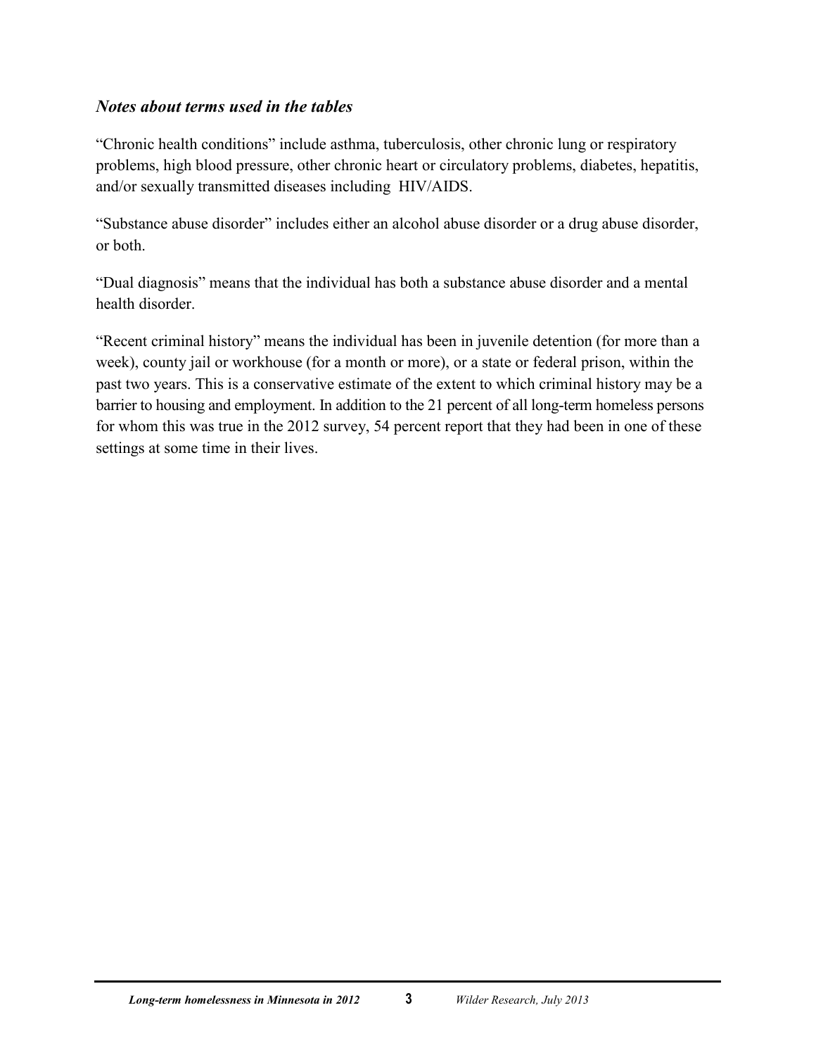### *Notes about terms used in the tables*

"Chronic health conditions" include asthma, tuberculosis, other chronic lung or respiratory problems, high blood pressure, other chronic heart or circulatory problems, diabetes, hepatitis, and/or sexually transmitted diseases including HIV/AIDS.

"Substance abuse disorder" includes either an alcohol abuse disorder or a drug abuse disorder, or both.

"Dual diagnosis" means that the individual has both a substance abuse disorder and a mental health disorder.

"Recent criminal history" means the individual has been in juvenile detention (for more than a week), county jail or workhouse (for a month or more), or a state or federal prison, within the past two years. This is a conservative estimate of the extent to which criminal history may be a barrier to housing and employment. In addition to the 21 percent of all long-term homeless persons for whom this was true in the 2012 survey, 54 percent report that they had been in one of these settings at some time in their lives.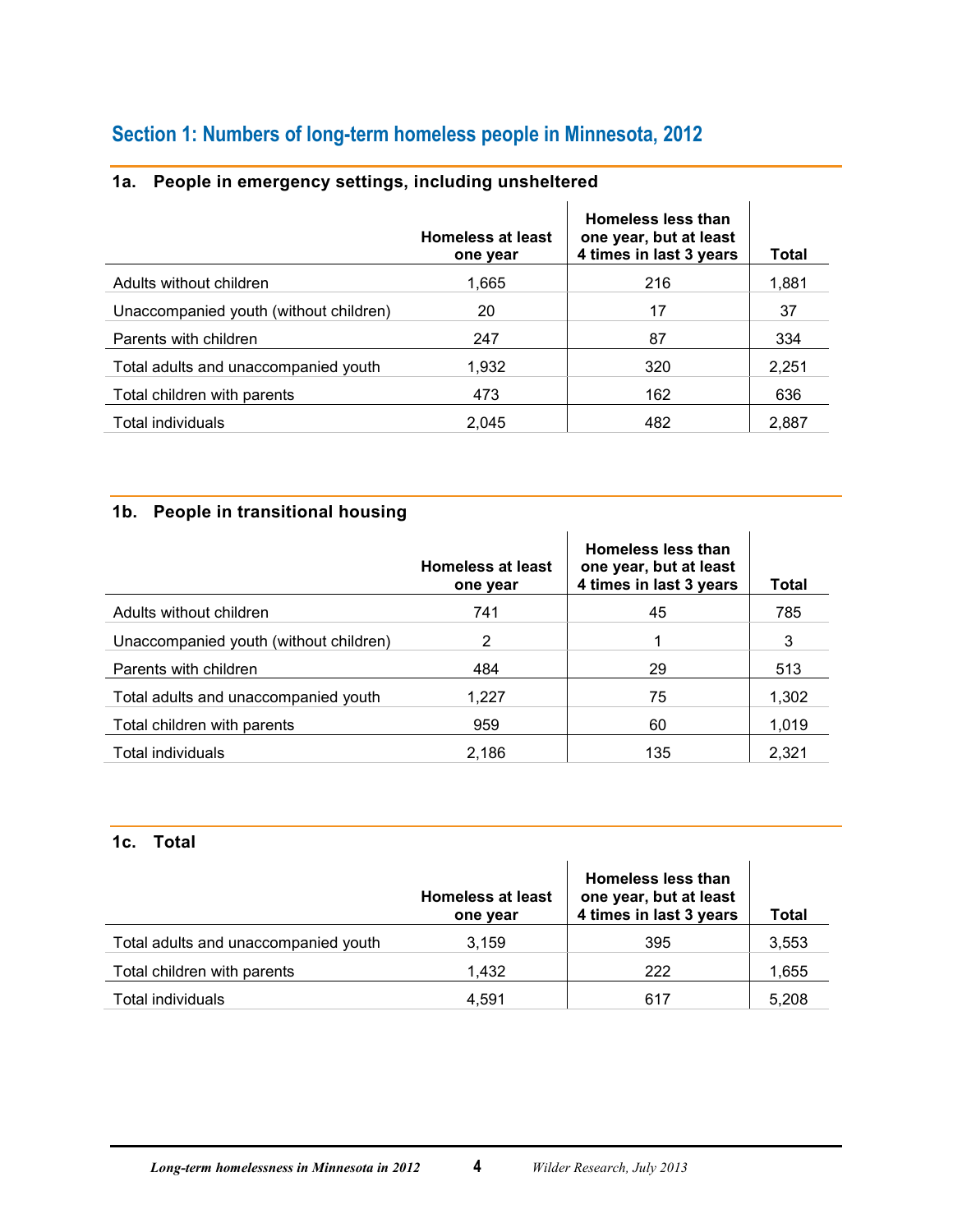## Section 1: Numbers of long-term homeless people in Minnesota, 2012

### 1a. People in emergency settings, including unsheltered

| | Homeless at least one year | Homeless less than one year, but at least 4 times in last 3 years | Total |
|---|---|---|---|
| Adults without children | 1,665 | 216 | 1,881 |
| Unaccompanied youth (without children) | 20 | 17 | 37 |
| Parents with children | 247 | 87 | 334 |
| Total adults and unaccompanied youth | 1,932 | 320 | 2,251 |
| Total children with parents | 473 | 162 | 636 |
| Total individuals | 2,045 | 482 | 2,887 |

### 1b. People in transitional housing

| | Homeless at least one year | Homeless less than one year, but at least 4 times in last 3 years | Total |
|---|---|---|---|
| Adults without children | 741 | 45 | 785 |
| Unaccompanied youth (without children) | 2 | 1 | 3 |
| Parents with children | 484 | 29 | 513 |
| Total adults and unaccompanied youth | 1,227 | 75 | 1,302 |
| Total children with parents | 959 | 60 | 1,019 |
| Total individuals | 2,186 | 135 | 2,321 |

### 1c. Total

| | Homeless at least one year | Homeless less than one year, but at least 4 times in last 3 years | Total |
|---|---|---|---|
| Total adults and unaccompanied youth | 3,159 | 395 | 3,553 |
| Total children with parents | 1,432 | 222 | 1,655 |
| Total individuals | 4,591 | 617 | 5,208 |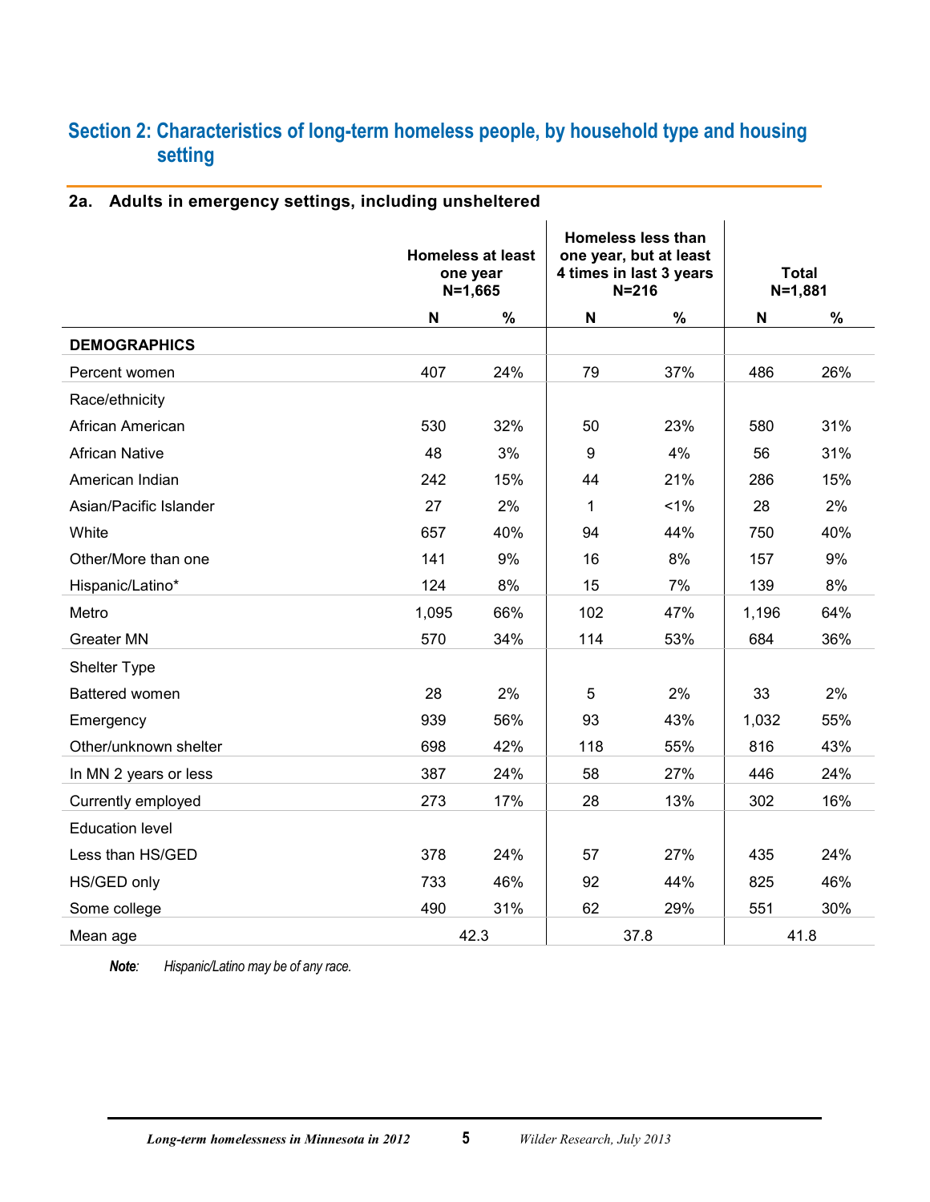## Section 2: Characteristics of long-term homeless people, by household type and housing setting

### 2a. Adults in emergency settings, including unsheltered

| | Homeless at least one year N=1,665 | | Homeless less than one year, but at least 4 times in last 3 years N=216 | | Total N=1,881 | |
|---|---|---|---|---|---|---|
| | N | % | N | % | N | % |
| **DEMOGRAPHICS** | | | | | | |
| Percent women | 407 | 24% | 79 | 37% | 486 | 26% |
| Race/ethnicity | | | | | | |
| African American | 530 | 32% | 50 | 23% | 580 | 31% |
| African Native | 48 | 3% | 9 | 4% | 56 | 31% |
| American Indian | 242 | 15% | 44 | 21% | 286 | 15% |
| Asian/Pacific Islander | 27 | 2% | 1 | <1% | 28 | 2% |
| White | 657 | 40% | 94 | 44% | 750 | 40% |
| Other/More than one | 141 | 9% | 16 | 8% | 157 | 9% |
| Hispanic/Latino* | 124 | 8% | 15 | 7% | 139 | 8% |
| Metro | 1,095 | 66% | 102 | 47% | 1,196 | 64% |
| Greater MN | 570 | 34% | 114 | 53% | 684 | 36% |
| Shelter Type | | | | | | |
| Battered women | 28 | 2% | 5 | 2% | 33 | 2% |
| Emergency | 939 | 56% | 93 | 43% | 1,032 | 55% |
| Other/unknown shelter | 698 | 42% | 118 | 55% | 816 | 43% |
| In MN 2 years or less | 387 | 24% | 58 | 27% | 446 | 24% |
| Currently employed | 273 | 17% | 28 | 13% | 302 | 16% |
| Education level | | | | | | |
| Less than HS/GED | 378 | 24% | 57 | 27% | 435 | 24% |
| HS/GED only | 733 | 46% | 92 | 44% | 825 | 46% |
| Some college | 490 | 31% | 62 | 29% | 551 | 30% |
| Mean age | 42.3 | | 37.8 | | 41.8 | |

***Note*:** *Hispanic/Latino may be of any race.*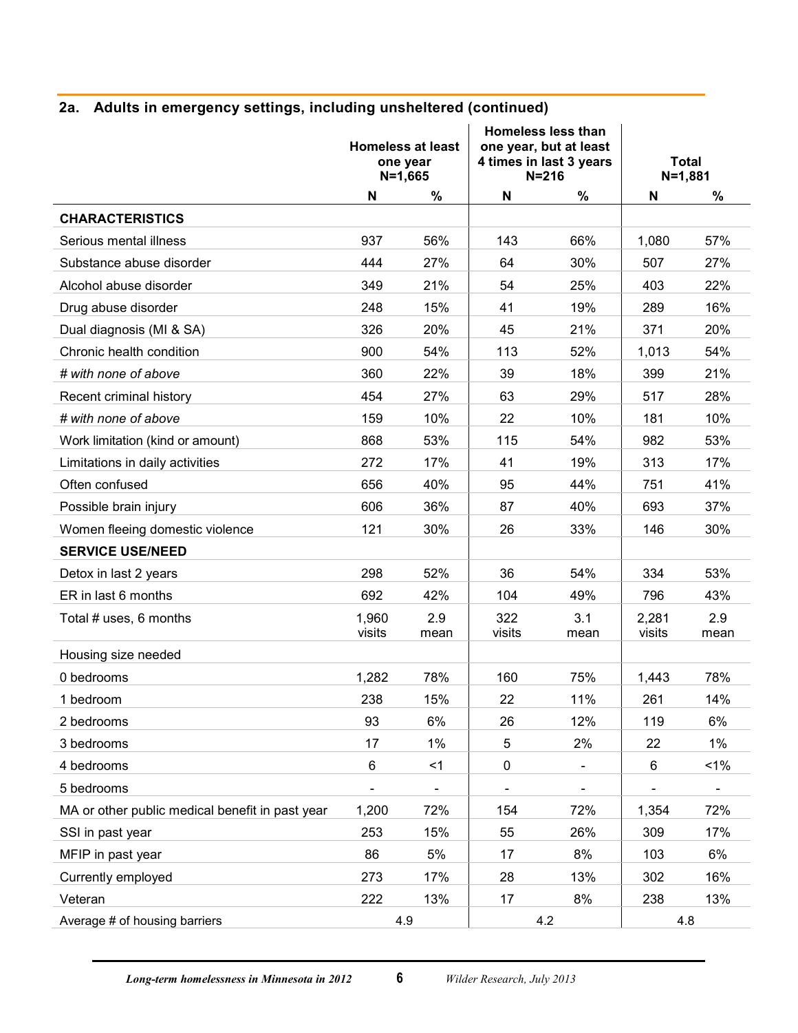## 2a. Adults in emergency settings, including unsheltered (continued)

| | Homeless at least one year N=1,665 | | Homeless less than one year, but at least 4 times in last 3 years N=216 | | Total N=1,881 | |
|---|---|---|---|---|---|---|
| | N | % | N | % | N | % |
| **CHARACTERISTICS** | | | | | | |
| Serious mental illness | 937 | 56% | 143 | 66% | 1,080 | 57% |
| Substance abuse disorder | 444 | 27% | 64 | 30% | 507 | 27% |
| Alcohol abuse disorder | 349 | 21% | 54 | 25% | 403 | 22% |
| Drug abuse disorder | 248 | 15% | 41 | 19% | 289 | 16% |
| Dual diagnosis (MI & SA) | 326 | 20% | 45 | 21% | 371 | 20% |
| Chronic health condition | 900 | 54% | 113 | 52% | 1,013 | 54% |
| *# with none of above* | 360 | 22% | 39 | 18% | 399 | 21% |
| Recent criminal history | 454 | 27% | 63 | 29% | 517 | 28% |
| *# with none of above* | 159 | 10% | 22 | 10% | 181 | 10% |
| Work limitation (kind or amount) | 868 | 53% | 115 | 54% | 982 | 53% |
| Limitations in daily activities | 272 | 17% | 41 | 19% | 313 | 17% |
| Often confused | 656 | 40% | 95 | 44% | 751 | 41% |
| Possible brain injury | 606 | 36% | 87 | 40% | 693 | 37% |
| Women fleeing domestic violence | 121 | 30% | 26 | 33% | 146 | 30% |
| **SERVICE USE/NEED** | | | | | | |
| Detox in last 2 years | 298 | 52% | 36 | 54% | 334 | 53% |
| ER in last 6 months | 692 | 42% | 104 | 49% | 796 | 43% |
| Total # uses, 6 months | 1,960 visits | 2.9 mean | 322 visits | 3.1 mean | 2,281 visits | 2.9 mean |
| Housing size needed | | | | | | |
| 0 bedrooms | 1,282 | 78% | 160 | 75% | 1,443 | 78% |
| 1 bedroom | 238 | 15% | 22 | 11% | 261 | 14% |
| 2 bedrooms | 93 | 6% | 26 | 12% | 119 | 6% |
| 3 bedrooms | 17 | 1% | 5 | 2% | 22 | 1% |
| 4 bedrooms | 6 | <1 | 0 | - | 6 | <1% |
| 5 bedrooms | - | - | - | - | - | - |
| MA or other public medical benefit in past year | 1,200 | 72% | 154 | 72% | 1,354 | 72% |
| SSI in past year | 253 | 15% | 55 | 26% | 309 | 17% |
| MFIP in past year | 86 | 5% | 17 | 8% | 103 | 6% |
| Currently employed | 273 | 17% | 28 | 13% | 302 | 16% |
| Veteran | 222 | 13% | 17 | 8% | 238 | 13% |
| Average # of housing barriers | 4.9 | | 4.2 | | 4.8 | |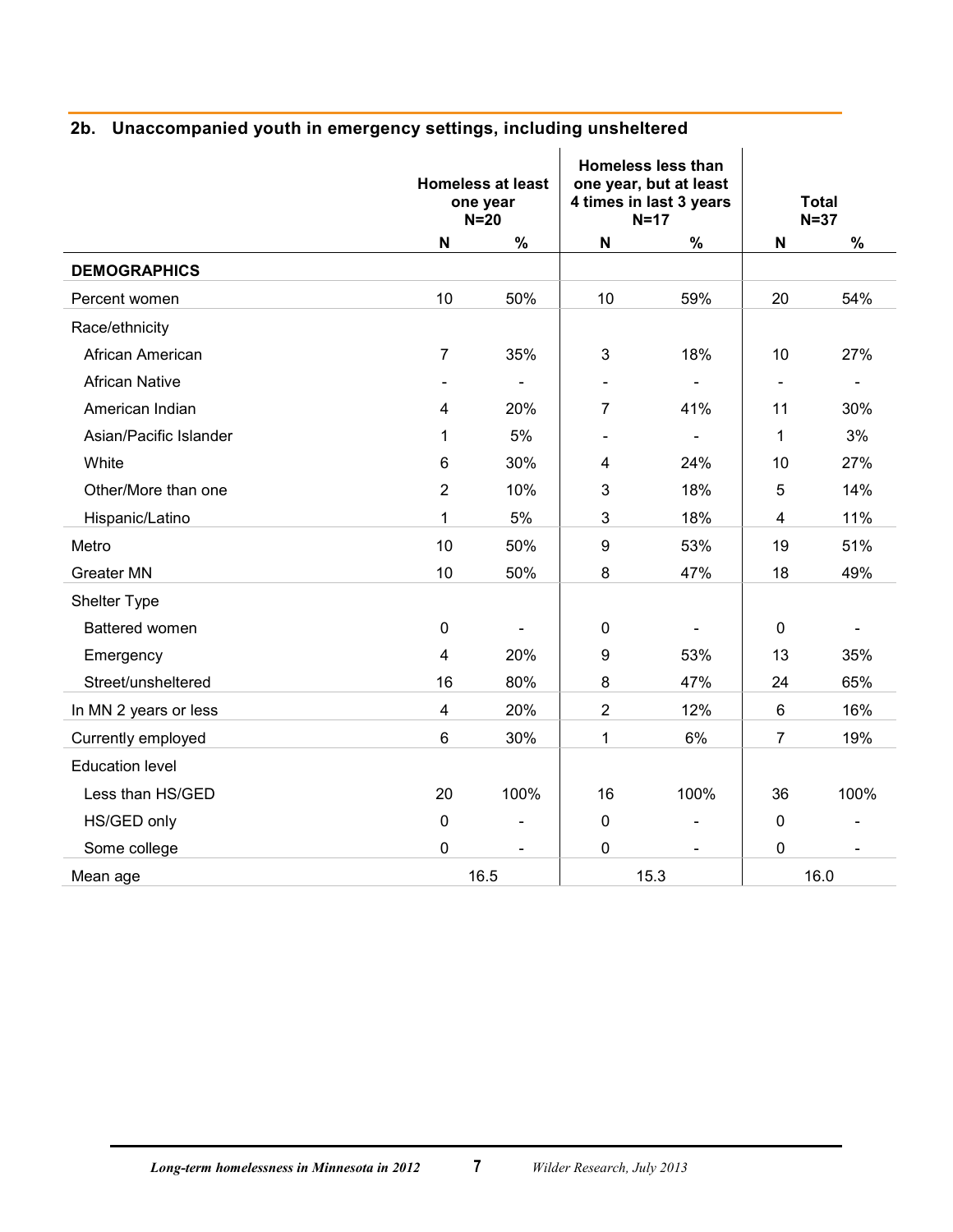## 2b. Unaccompanied youth in emergency settings, including unsheltered

| | Homeless at least one year N=20 | | Homeless less than one year, but at least 4 times in last 3 years N=17 | | Total N=37 | |
|---|---|---|---|---|---|---|
| | N | % | N | % | N | % |
| **DEMOGRAPHICS** | | | | | | |
| Percent women | 10 | 50% | 10 | 59% | 20 | 54% |
| Race/ethnicity | | | | | | |
| African American | 7 | 35% | 3 | 18% | 10 | 27% |
| African Native | - | - | - | - | - | - |
| American Indian | 4 | 20% | 7 | 41% | 11 | 30% |
| Asian/Pacific Islander | 1 | 5% | - | - | 1 | 3% |
| White | 6 | 30% | 4 | 24% | 10 | 27% |
| Other/More than one | 2 | 10% | 3 | 18% | 5 | 14% |
| Hispanic/Latino | 1 | 5% | 3 | 18% | 4 | 11% |
| Metro | 10 | 50% | 9 | 53% | 19 | 51% |
| Greater MN | 10 | 50% | 8 | 47% | 18 | 49% |
| Shelter Type | | | | | | |
| Battered women | 0 | - | 0 | - | 0 | - |
| Emergency | 4 | 20% | 9 | 53% | 13 | 35% |
| Street/unsheltered | 16 | 80% | 8 | 47% | 24 | 65% |
| In MN 2 years or less | 4 | 20% | 2 | 12% | 6 | 16% |
| Currently employed | 6 | 30% | 1 | 6% | 7 | 19% |
| Education level | | | | | | |
| Less than HS/GED | 20 | 100% | 16 | 100% | 36 | 100% |
| HS/GED only | 0 | - | 0 | - | 0 | - |
| Some college | 0 | - | 0 | - | 0 | - |
| Mean age | 16.5 | | 15.3 | | 16.0 | |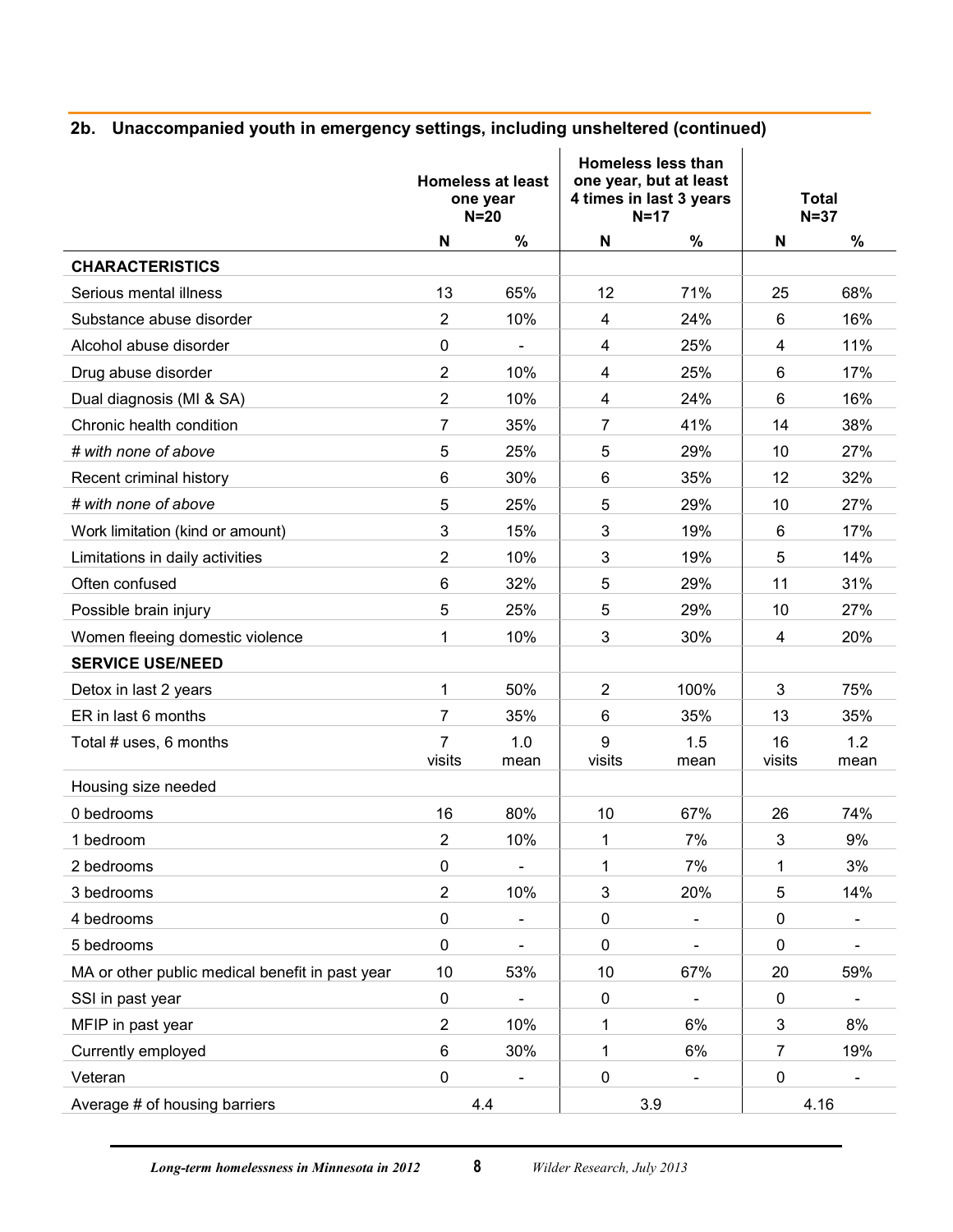## 2b. Unaccompanied youth in emergency settings, including unsheltered (continued)

| | Homeless at least one year N=20 | | Homeless less than one year, but at least 4 times in last 3 years N=17 | | Total N=37 | |
|---|---|---|---|---|---|---|
| | N | % | N | % | N | % |
| **CHARACTERISTICS** | | | | | | |
| Serious mental illness | 13 | 65% | 12 | 71% | 25 | 68% |
| Substance abuse disorder | 2 | 10% | 4 | 24% | 6 | 16% |
| Alcohol abuse disorder | 0 | - | 4 | 25% | 4 | 11% |
| Drug abuse disorder | 2 | 10% | 4 | 25% | 6 | 17% |
| Dual diagnosis (MI & SA) | 2 | 10% | 4 | 24% | 6 | 16% |
| Chronic health condition | 7 | 35% | 7 | 41% | 14 | 38% |
| *# with none of above* | 5 | 25% | 5 | 29% | 10 | 27% |
| Recent criminal history | 6 | 30% | 6 | 35% | 12 | 32% |
| *# with none of above* | 5 | 25% | 5 | 29% | 10 | 27% |
| Work limitation (kind or amount) | 3 | 15% | 3 | 19% | 6 | 17% |
| Limitations in daily activities | 2 | 10% | 3 | 19% | 5 | 14% |
| Often confused | 6 | 32% | 5 | 29% | 11 | 31% |
| Possible brain injury | 5 | 25% | 5 | 29% | 10 | 27% |
| Women fleeing domestic violence | 1 | 10% | 3 | 30% | 4 | 20% |
| **SERVICE USE/NEED** | | | | | | |
| Detox in last 2 years | 1 | 50% | 2 | 100% | 3 | 75% |
| ER in last 6 months | 7 | 35% | 6 | 35% | 13 | 35% |
| Total # uses, 6 months | 7 visits | 1.0 mean | 9 visits | 1.5 mean | 16 visits | 1.2 mean |
| Housing size needed | | | | | | |
| 0 bedrooms | 16 | 80% | 10 | 67% | 26 | 74% |
| 1 bedroom | 2 | 10% | 1 | 7% | 3 | 9% |
| 2 bedrooms | 0 | - | 1 | 7% | 1 | 3% |
| 3 bedrooms | 2 | 10% | 3 | 20% | 5 | 14% |
| 4 bedrooms | 0 | - | 0 | - | 0 | - |
| 5 bedrooms | 0 | - | 0 | - | 0 | - |
| MA or other public medical benefit in past year | 10 | 53% | 10 | 67% | 20 | 59% |
| SSI in past year | 0 | - | 0 | - | 0 | - |
| MFIP in past year | 2 | 10% | 1 | 6% | 3 | 8% |
| Currently employed | 6 | 30% | 1 | 6% | 7 | 19% |
| Veteran | 0 | - | 0 | - | 0 | - |
| Average # of housing barriers | 4.4 | | 3.9 | | 4.16 | |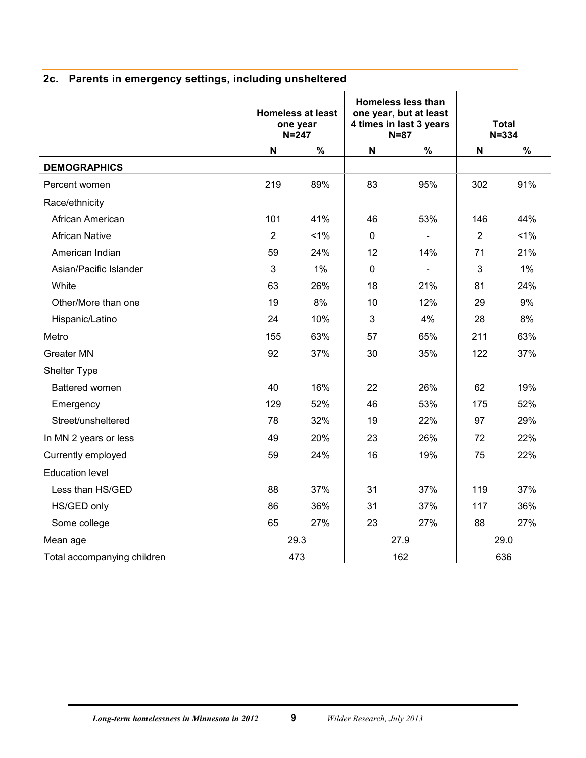## 2c. Parents in emergency settings, including unsheltered

| | Homeless at least one year N=247 | | Homeless less than one year, but at least 4 times in last 3 years N=87 | | Total N=334 | |
|---|---|---|---|---|---|---|
| | N | % | N | % | N | % |
| **DEMOGRAPHICS** | | | | | | |
| Percent women | 219 | 89% | 83 | 95% | 302 | 91% |
| Race/ethnicity | | | | | | |
| African American | 101 | 41% | 46 | 53% | 146 | 44% |
| African Native | 2 | <1% | 0 | - | 2 | <1% |
| American Indian | 59 | 24% | 12 | 14% | 71 | 21% |
| Asian/Pacific Islander | 3 | 1% | 0 | - | 3 | 1% |
| White | 63 | 26% | 18 | 21% | 81 | 24% |
| Other/More than one | 19 | 8% | 10 | 12% | 29 | 9% |
| Hispanic/Latino | 24 | 10% | 3 | 4% | 28 | 8% |
| Metro | 155 | 63% | 57 | 65% | 211 | 63% |
| Greater MN | 92 | 37% | 30 | 35% | 122 | 37% |
| Shelter Type | | | | | | |
| Battered women | 40 | 16% | 22 | 26% | 62 | 19% |
| Emergency | 129 | 52% | 46 | 53% | 175 | 52% |
| Street/unsheltered | 78 | 32% | 19 | 22% | 97 | 29% |
| In MN 2 years or less | 49 | 20% | 23 | 26% | 72 | 22% |
| Currently employed | 59 | 24% | 16 | 19% | 75 | 22% |
| Education level | | | | | | |
| Less than HS/GED | 88 | 37% | 31 | 37% | 119 | 37% |
| HS/GED only | 86 | 36% | 31 | 37% | 117 | 36% |
| Some college | 65 | 27% | 23 | 27% | 88 | 27% |
| Mean age | 29.3 | | 27.9 | | 29.0 | |
| Total accompanying children | 473 | | 162 | | 636 | |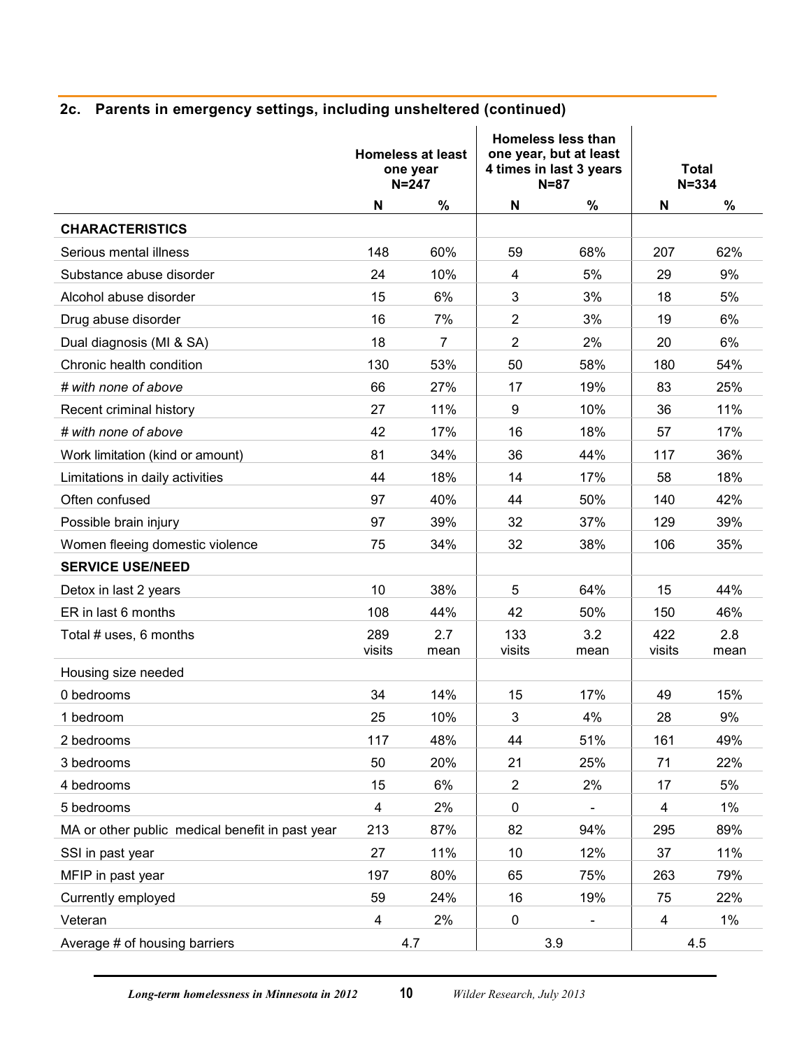## 2c. Parents in emergency settings, including unsheltered (continued)

| | Homeless at least one year N=247 | | Homeless less than one year, but at least 4 times in last 3 years N=87 | | Total N=334 | |
|---|---|---|---|---|---|---|
| | N | % | N | % | N | % |
| **CHARACTERISTICS** | | | | | | |
| Serious mental illness | 148 | 60% | 59 | 68% | 207 | 62% |
| Substance abuse disorder | 24 | 10% | 4 | 5% | 29 | 9% |
| Alcohol abuse disorder | 15 | 6% | 3 | 3% | 18 | 5% |
| Drug abuse disorder | 16 | 7% | 2 | 3% | 19 | 6% |
| Dual diagnosis (MI & SA) | 18 | 7 | 2 | 2% | 20 | 6% |
| Chronic health condition | 130 | 53% | 50 | 58% | 180 | 54% |
| *# with none of above* | 66 | 27% | 17 | 19% | 83 | 25% |
| Recent criminal history | 27 | 11% | 9 | 10% | 36 | 11% |
| *# with none of above* | 42 | 17% | 16 | 18% | 57 | 17% |
| Work limitation (kind or amount) | 81 | 34% | 36 | 44% | 117 | 36% |
| Limitations in daily activities | 44 | 18% | 14 | 17% | 58 | 18% |
| Often confused | 97 | 40% | 44 | 50% | 140 | 42% |
| Possible brain injury | 97 | 39% | 32 | 37% | 129 | 39% |
| Women fleeing domestic violence | 75 | 34% | 32 | 38% | 106 | 35% |
| **SERVICE USE/NEED** | | | | | | |
| Detox in last 2 years | 10 | 38% | 5 | 64% | 15 | 44% |
| ER in last 6 months | 108 | 44% | 42 | 50% | 150 | 46% |
| Total # uses, 6 months | 289 visits | 2.7 mean | 133 visits | 3.2 mean | 422 visits | 2.8 mean |
| Housing size needed | | | | | | |
| 0 bedrooms | 34 | 14% | 15 | 17% | 49 | 15% |
| 1 bedroom | 25 | 10% | 3 | 4% | 28 | 9% |
| 2 bedrooms | 117 | 48% | 44 | 51% | 161 | 49% |
| 3 bedrooms | 50 | 20% | 21 | 25% | 71 | 22% |
| 4 bedrooms | 15 | 6% | 2 | 2% | 17 | 5% |
| 5 bedrooms | 4 | 2% | 0 | - | 4 | 1% |
| MA or other public medical benefit in past year | 213 | 87% | 82 | 94% | 295 | 89% |
| SSI in past year | 27 | 11% | 10 | 12% | 37 | 11% |
| MFIP in past year | 197 | 80% | 65 | 75% | 263 | 79% |
| Currently employed | 59 | 24% | 16 | 19% | 75 | 22% |
| Veteran | 4 | 2% | 0 | - | 4 | 1% |
| Average # of housing barriers | 4.7 | | 3.9 | | 4.5 | |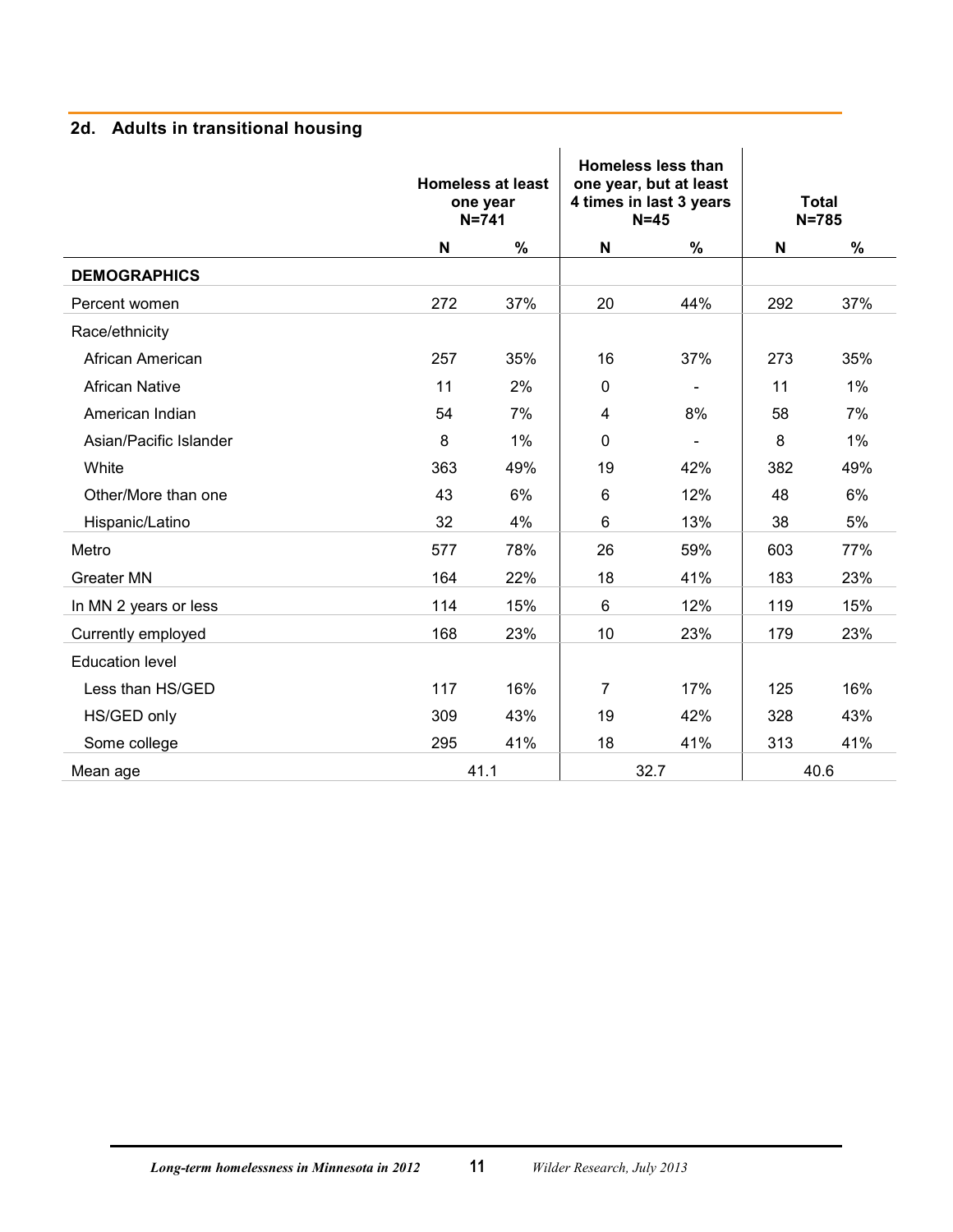## 2d. Adults in transitional housing

| | Homeless at least one year N=741 | | Homeless less than one year, but at least 4 times in last 3 years N=45 | | Total N=785 | |
|---|---|---|---|---|---|---|
| | N | % | N | % | N | % |
| **DEMOGRAPHICS** | | | | | | |
| Percent women | 272 | 37% | 20 | 44% | 292 | 37% |
| Race/ethnicity | | | | | | |
| African American | 257 | 35% | 16 | 37% | 273 | 35% |
| African Native | 11 | 2% | 0 | - | 11 | 1% |
| American Indian | 54 | 7% | 4 | 8% | 58 | 7% |
| Asian/Pacific Islander | 8 | 1% | 0 | - | 8 | 1% |
| White | 363 | 49% | 19 | 42% | 382 | 49% |
| Other/More than one | 43 | 6% | 6 | 12% | 48 | 6% |
| Hispanic/Latino | 32 | 4% | 6 | 13% | 38 | 5% |
| Metro | 577 | 78% | 26 | 59% | 603 | 77% |
| Greater MN | 164 | 22% | 18 | 41% | 183 | 23% |
| In MN 2 years or less | 114 | 15% | 6 | 12% | 119 | 15% |
| Currently employed | 168 | 23% | 10 | 23% | 179 | 23% |
| Education level | | | | | | |
| Less than HS/GED | 117 | 16% | 7 | 17% | 125 | 16% |
| HS/GED only | 309 | 43% | 19 | 42% | 328 | 43% |
| Some college | 295 | 41% | 18 | 41% | 313 | 41% |
| Mean age | 41.1 | | 32.7 | | 40.6 | |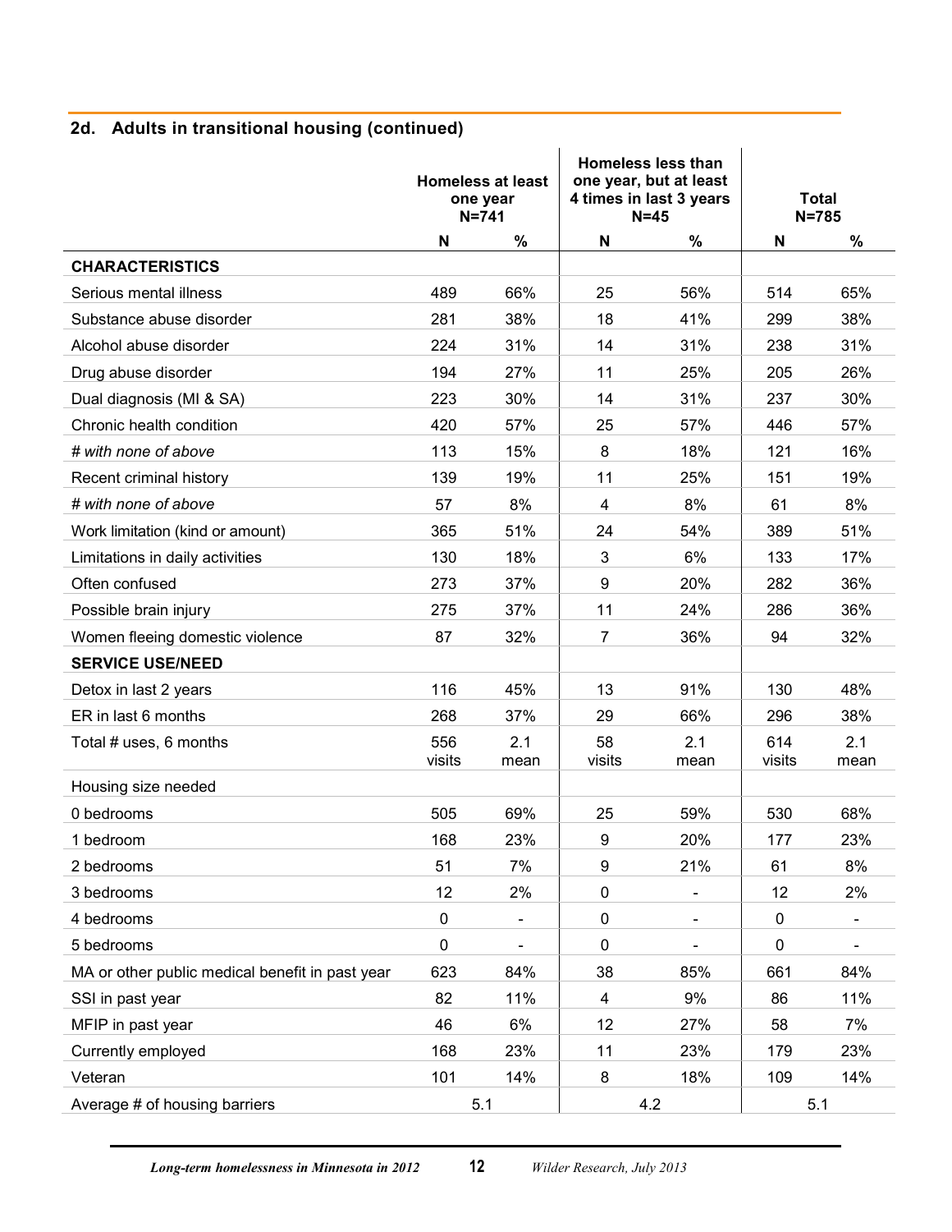## 2d. Adults in transitional housing (continued)

| | Homeless at least one year N=741 | | Homeless less than one year, but at least 4 times in last 3 years N=45 | | Total N=785 | |
|---|---|---|---|---|---|---|
| | N | % | N | % | N | % |
| **CHARACTERISTICS** | | | | | | |
| Serious mental illness | 489 | 66% | 25 | 56% | 514 | 65% |
| Substance abuse disorder | 281 | 38% | 18 | 41% | 299 | 38% |
| Alcohol abuse disorder | 224 | 31% | 14 | 31% | 238 | 31% |
| Drug abuse disorder | 194 | 27% | 11 | 25% | 205 | 26% |
| Dual diagnosis (MI & SA) | 223 | 30% | 14 | 31% | 237 | 30% |
| Chronic health condition | 420 | 57% | 25 | 57% | 446 | 57% |
| *# with none of above* | 113 | 15% | 8 | 18% | 121 | 16% |
| Recent criminal history | 139 | 19% | 11 | 25% | 151 | 19% |
| *# with none of above* | 57 | 8% | 4 | 8% | 61 | 8% |
| Work limitation (kind or amount) | 365 | 51% | 24 | 54% | 389 | 51% |
| Limitations in daily activities | 130 | 18% | 3 | 6% | 133 | 17% |
| Often confused | 273 | 37% | 9 | 20% | 282 | 36% |
| Possible brain injury | 275 | 37% | 11 | 24% | 286 | 36% |
| Women fleeing domestic violence | 87 | 32% | 7 | 36% | 94 | 32% |
| **SERVICE USE/NEED** | | | | | | |
| Detox in last 2 years | 116 | 45% | 13 | 91% | 130 | 48% |
| ER in last 6 months | 268 | 37% | 29 | 66% | 296 | 38% |
| Total # uses, 6 months | 556 visits | 2.1 mean | 58 visits | 2.1 mean | 614 visits | 2.1 mean |
| Housing size needed | | | | | | |
| 0 bedrooms | 505 | 69% | 25 | 59% | 530 | 68% |
| 1 bedroom | 168 | 23% | 9 | 20% | 177 | 23% |
| 2 bedrooms | 51 | 7% | 9 | 21% | 61 | 8% |
| 3 bedrooms | 12 | 2% | 0 | - | 12 | 2% |
| 4 bedrooms | 0 | - | 0 | - | 0 | - |
| 5 bedrooms | 0 | - | 0 | - | 0 | - |
| MA or other public medical benefit in past year | 623 | 84% | 38 | 85% | 661 | 84% |
| SSI in past year | 82 | 11% | 4 | 9% | 86 | 11% |
| MFIP in past year | 46 | 6% | 12 | 27% | 58 | 7% |
| Currently employed | 168 | 23% | 11 | 23% | 179 | 23% |
| Veteran | 101 | 14% | 8 | 18% | 109 | 14% |
| Average # of housing barriers | 5.1 | | 4.2 | | 5.1 | |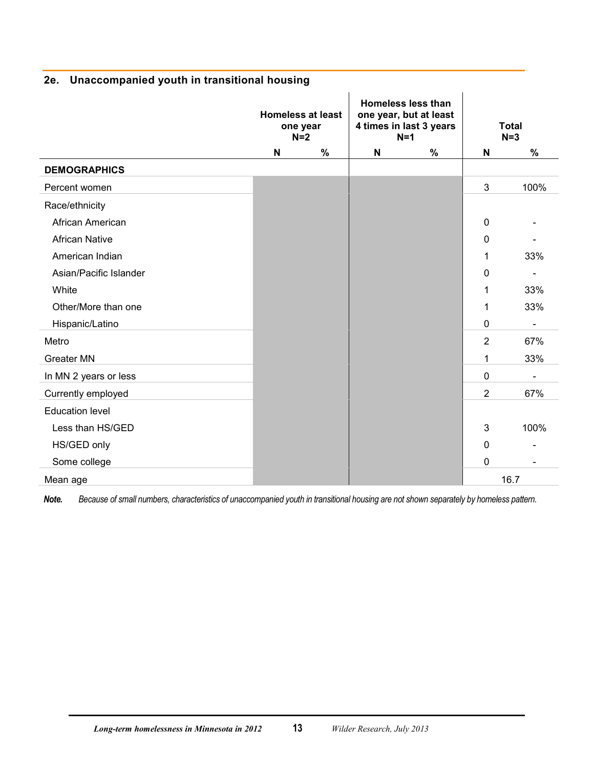## 2e. Unaccompanied youth in transitional housing

| | Homeless at least one year N=2 | | Homeless less than one year, but at least 4 times in last 3 years N=1 | | Total N=3 | |
|---|---|---|---|---|---|---|
| | N | % | N | % | N | % |
| **DEMOGRAPHICS** | | | | | | |
| Percent women | | | | | 3 | 100% |
| Race/ethnicity | | | | | | |
| African American | | | | | 0 | - |
| African Native | | | | | 0 | - |
| American Indian | | | | | 1 | 33% |
| Asian/Pacific Islander | | | | | 0 | - |
| White | | | | | 1 | 33% |
| Other/More than one | | | | | 1 | 33% |
| Hispanic/Latino | | | | | 0 | - |
| Metro | | | | | 2 | 67% |
| Greater MN | | | | | 1 | 33% |
| In MN 2 years or less | | | | | 0 | - |
| Currently employed | | | | | 2 | 67% |
| Education level | | | | | | |
| Less than HS/GED | | | | | 3 | 100% |
| HS/GED only | | | | | 0 | - |
| Some college | | | | | 0 | - |
| Mean age | | | | | 16.7 | |

***Note.*** *Because of small numbers, characteristics of unaccompanied youth in transitional housing are not shown separately by homeless pattern.*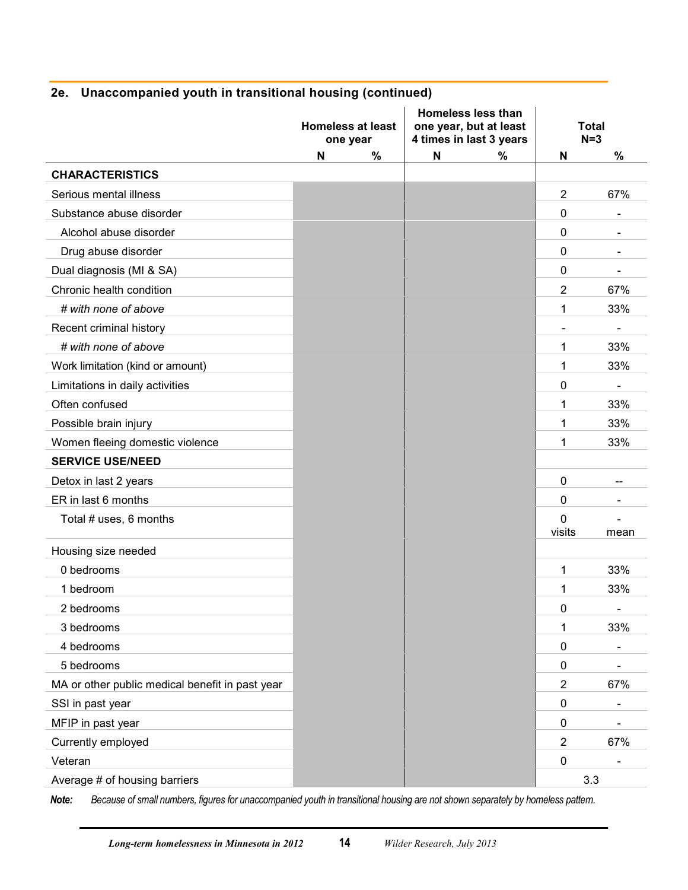## 2e. Unaccompanied youth in transitional housing (continued)

| | Homeless at least one year | | Homeless less than one year, but at least 4 times in last 3 years | | Total N=3 | |
|---|---|---|---|---|---|---|
| | N | % | N | % | N | % |
| **CHARACTERISTICS** | | | | | | |
| Serious mental illness | | | | | 2 | 67% |
| Substance abuse disorder | | | | | 0 | - |
| Alcohol abuse disorder | | | | | 0 | - |
| Drug abuse disorder | | | | | 0 | - |
| Dual diagnosis (MI & SA) | | | | | 0 | - |
| Chronic health condition | | | | | 2 | 67% |
| *# with none of above* | | | | | 1 | 33% |
| Recent criminal history | | | | | - | - |
| *# with none of above* | | | | | 1 | 33% |
| Work limitation (kind or amount) | | | | | 1 | 33% |
| Limitations in daily activities | | | | | 0 | - |
| Often confused | | | | | 1 | 33% |
| Possible brain injury | | | | | 1 | 33% |
| Women fleeing domestic violence | | | | | 1 | 33% |
| **SERVICE USE/NEED** | | | | | | |
| Detox in last 2 years | | | | | 0 | -- |
| ER in last 6 months | | | | | 0 | - |
| Total # uses, 6 months | | | | | 0 visits | - mean |
| Housing size needed | | | | | | |
| 0 bedrooms | | | | | 1 | 33% |
| 1 bedroom | | | | | 1 | 33% |
| 2 bedrooms | | | | | 0 | - |
| 3 bedrooms | | | | | 1 | 33% |
| 4 bedrooms | | | | | 0 | - |
| 5 bedrooms | | | | | 0 | - |
| MA or other public medical benefit in past year | | | | | 2 | 67% |
| SSI in past year | | | | | 0 | - |
| MFIP in past year | | | | | 0 | - |
| Currently employed | | | | | 2 | 67% |
| Veteran | | | | | 0 | - |
| Average # of housing barriers | | | | | 3.3 | |

***Note:*** *Because of small numbers, figures for unaccompanied youth in transitional housing are not shown separately by homeless pattern.*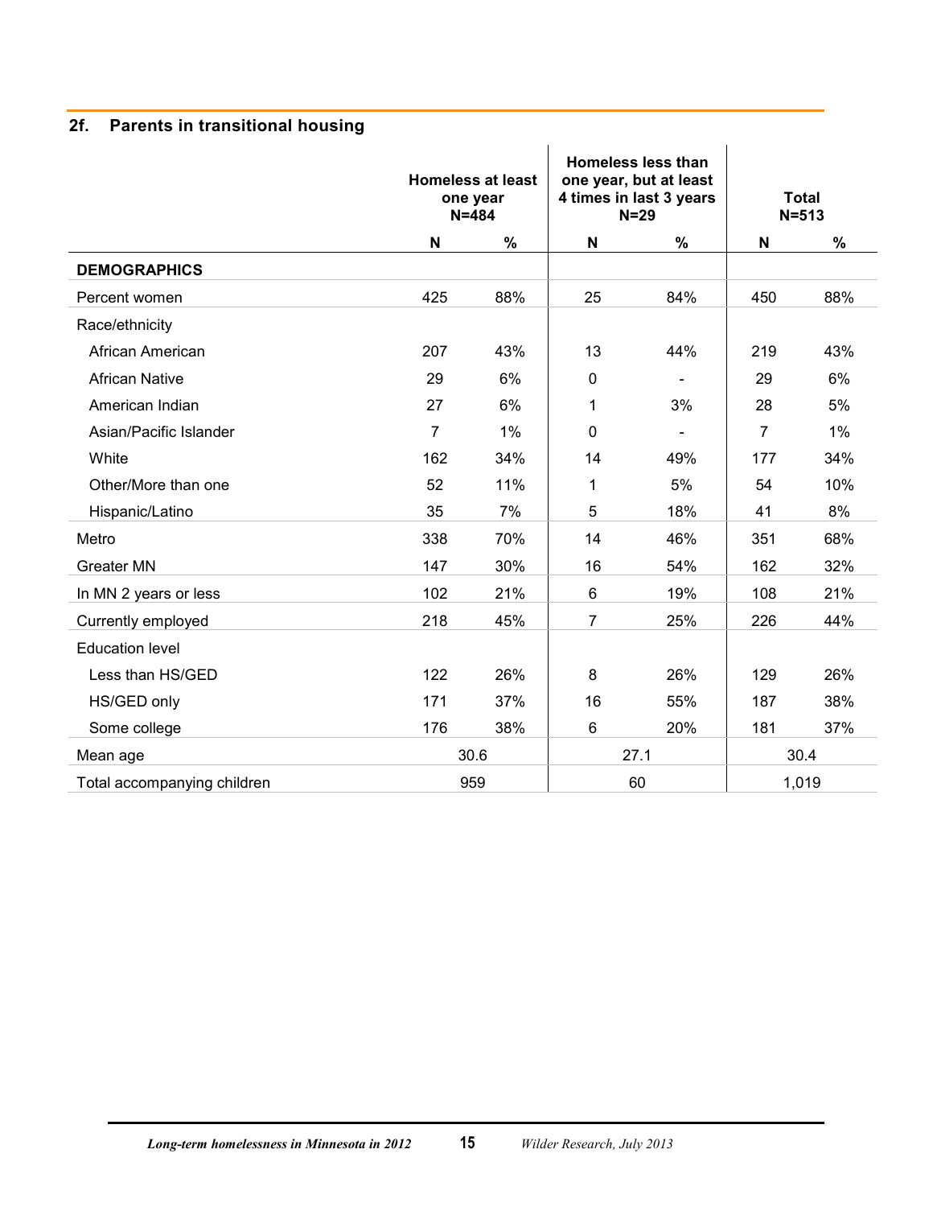## 2f. Parents in transitional housing

| | Homeless at least one year N=484 | | Homeless less than one year, but at least 4 times in last 3 years N=29 | | Total N=513 | |
|---|---|---|---|---|---|---|
| | N | % | N | % | N | % |
| **DEMOGRAPHICS** | | | | | | |
| Percent women | 425 | 88% | 25 | 84% | 450 | 88% |
| Race/ethnicity | | | | | | |
| African American | 207 | 43% | 13 | 44% | 219 | 43% |
| African Native | 29 | 6% | 0 | - | 29 | 6% |
| American Indian | 27 | 6% | 1 | 3% | 28 | 5% |
| Asian/Pacific Islander | 7 | 1% | 0 | - | 7 | 1% |
| White | 162 | 34% | 14 | 49% | 177 | 34% |
| Other/More than one | 52 | 11% | 1 | 5% | 54 | 10% |
| Hispanic/Latino | 35 | 7% | 5 | 18% | 41 | 8% |
| Metro | 338 | 70% | 14 | 46% | 351 | 68% |
| Greater MN | 147 | 30% | 16 | 54% | 162 | 32% |
| In MN 2 years or less | 102 | 21% | 6 | 19% | 108 | 21% |
| Currently employed | 218 | 45% | 7 | 25% | 226 | 44% |
| Education level | | | | | | |
| Less than HS/GED | 122 | 26% | 8 | 26% | 129 | 26% |
| HS/GED only | 171 | 37% | 16 | 55% | 187 | 38% |
| Some college | 176 | 38% | 6 | 20% | 181 | 37% |
| Mean age | 30.6 | | 27.1 | | 30.4 | |
| Total accompanying children | 959 | | 60 | | 1,019 | |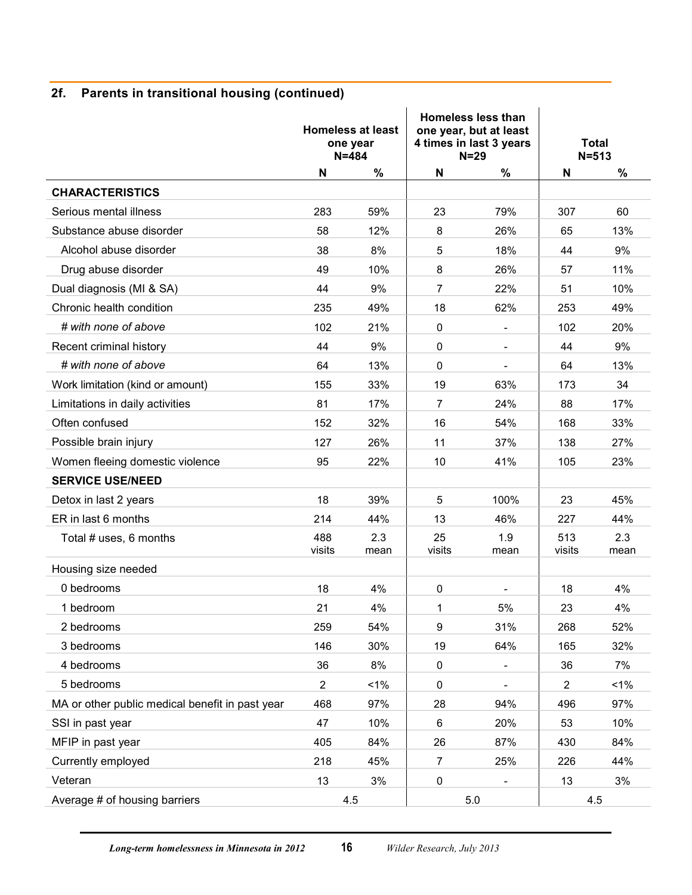## 2f. Parents in transitional housing (continued)

| | Homeless at least one year N=484 | | Homeless less than one year, but at least 4 times in last 3 years N=29 | | Total N=513 | |
|---|---|---|---|---|---|---|
| | N | % | N | % | N | % |
| **CHARACTERISTICS** | | | | | | |
| Serious mental illness | 283 | 59% | 23 | 79% | 307 | 60 |
| Substance abuse disorder | 58 | 12% | 8 | 26% | 65 | 13% |
| Alcohol abuse disorder | 38 | 8% | 5 | 18% | 44 | 9% |
| Drug abuse disorder | 49 | 10% | 8 | 26% | 57 | 11% |
| Dual diagnosis (MI & SA) | 44 | 9% | 7 | 22% | 51 | 10% |
| Chronic health condition | 235 | 49% | 18 | 62% | 253 | 49% |
| *# with none of above* | 102 | 21% | 0 | - | 102 | 20% |
| Recent criminal history | 44 | 9% | 0 | - | 44 | 9% |
| *# with none of above* | 64 | 13% | 0 | - | 64 | 13% |
| Work limitation (kind or amount) | 155 | 33% | 19 | 63% | 173 | 34 |
| Limitations in daily activities | 81 | 17% | 7 | 24% | 88 | 17% |
| Often confused | 152 | 32% | 16 | 54% | 168 | 33% |
| Possible brain injury | 127 | 26% | 11 | 37% | 138 | 27% |
| Women fleeing domestic violence | 95 | 22% | 10 | 41% | 105 | 23% |
| **SERVICE USE/NEED** | | | | | | |
| Detox in last 2 years | 18 | 39% | 5 | 100% | 23 | 45% |
| ER in last 6 months | 214 | 44% | 13 | 46% | 227 | 44% |
| Total # uses, 6 months | 488 visits | 2.3 mean | 25 visits | 1.9 mean | 513 visits | 2.3 mean |
| Housing size needed | | | | | | |
| 0 bedrooms | 18 | 4% | 0 | - | 18 | 4% |
| 1 bedroom | 21 | 4% | 1 | 5% | 23 | 4% |
| 2 bedrooms | 259 | 54% | 9 | 31% | 268 | 52% |
| 3 bedrooms | 146 | 30% | 19 | 64% | 165 | 32% |
| 4 bedrooms | 36 | 8% | 0 | - | 36 | 7% |
| 5 bedrooms | 2 | <1% | 0 | - | 2 | <1% |
| MA or other public medical benefit in past year | 468 | 97% | 28 | 94% | 496 | 97% |
| SSI in past year | 47 | 10% | 6 | 20% | 53 | 10% |
| MFIP in past year | 405 | 84% | 26 | 87% | 430 | 84% |
| Currently employed | 218 | 45% | 7 | 25% | 226 | 44% |
| Veteran | 13 | 3% | 0 | - | 13 | 3% |
| Average # of housing barriers | 4.5 | | 5.0 | | 4.5 | |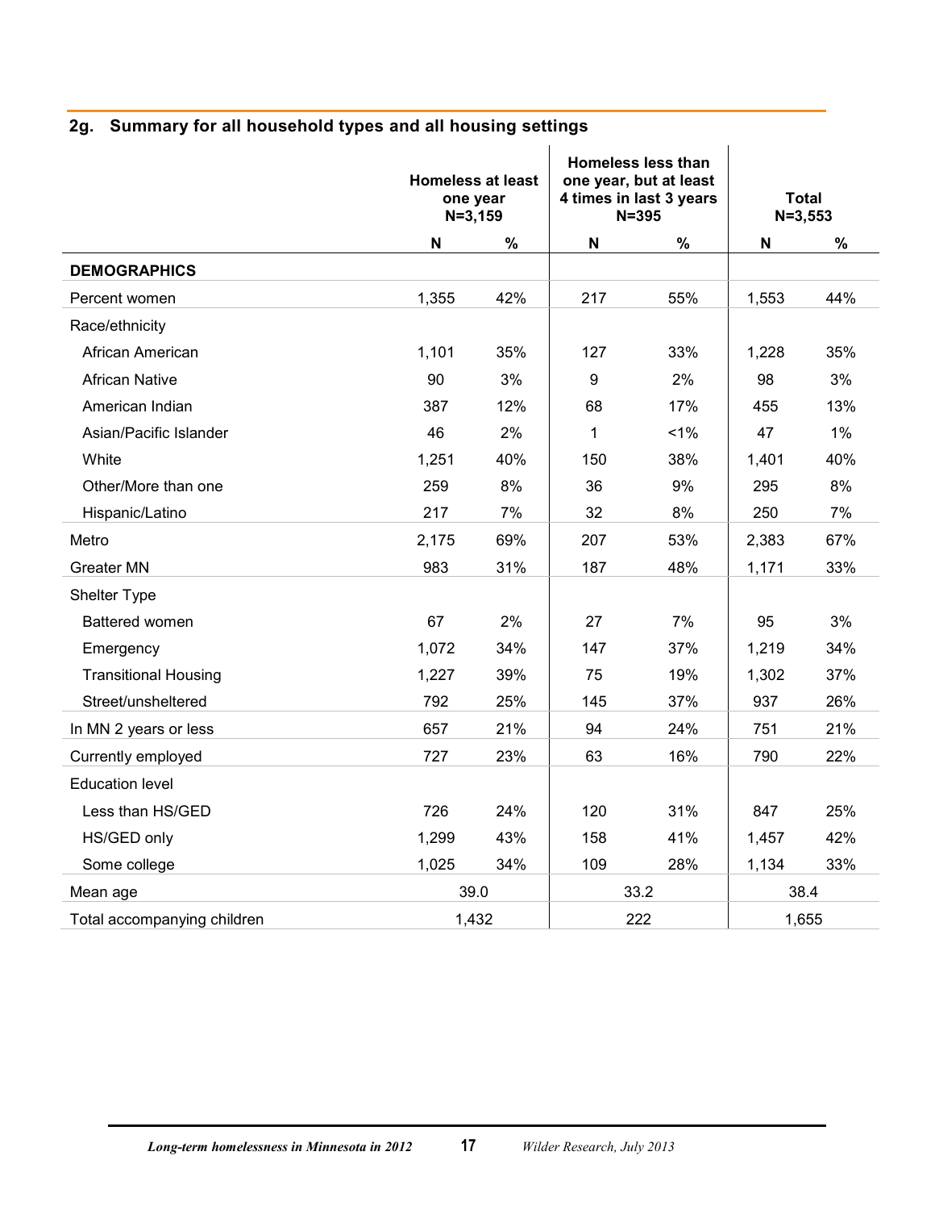### 2g. Summary for all household types and all housing settings

| | Homeless at least one year N=3,159 | | Homeless less than one year, but at least 4 times in last 3 years N=395 | | Total N=3,553 | |
|---|---|---|---|---|---|---|
| | N | % | N | % | N | % |
| **DEMOGRAPHICS** | | | | | | |
| Percent women | 1,355 | 42% | 217 | 55% | 1,553 | 44% |
| Race/ethnicity | | | | | | |
| African American | 1,101 | 35% | 127 | 33% | 1,228 | 35% |
| African Native | 90 | 3% | 9 | 2% | 98 | 3% |
| American Indian | 387 | 12% | 68 | 17% | 455 | 13% |
| Asian/Pacific Islander | 46 | 2% | 1 | <1% | 47 | 1% |
| White | 1,251 | 40% | 150 | 38% | 1,401 | 40% |
| Other/More than one | 259 | 8% | 36 | 9% | 295 | 8% |
| Hispanic/Latino | 217 | 7% | 32 | 8% | 250 | 7% |
| Metro | 2,175 | 69% | 207 | 53% | 2,383 | 67% |
| Greater MN | 983 | 31% | 187 | 48% | 1,171 | 33% |
| Shelter Type | | | | | | |
| Battered women | 67 | 2% | 27 | 7% | 95 | 3% |
| Emergency | 1,072 | 34% | 147 | 37% | 1,219 | 34% |
| Transitional Housing | 1,227 | 39% | 75 | 19% | 1,302 | 37% |
| Street/unsheltered | 792 | 25% | 145 | 37% | 937 | 26% |
| In MN 2 years or less | 657 | 21% | 94 | 24% | 751 | 21% |
| Currently employed | 727 | 23% | 63 | 16% | 790 | 22% |
| Education level | | | | | | |
| Less than HS/GED | 726 | 24% | 120 | 31% | 847 | 25% |
| HS/GED only | 1,299 | 43% | 158 | 41% | 1,457 | 42% |
| Some college | 1,025 | 34% | 109 | 28% | 1,134 | 33% |
| Mean age | 39.0 | | 33.2 | | 38.4 | |
| Total accompanying children | 1,432 | | 222 | | 1,655 | |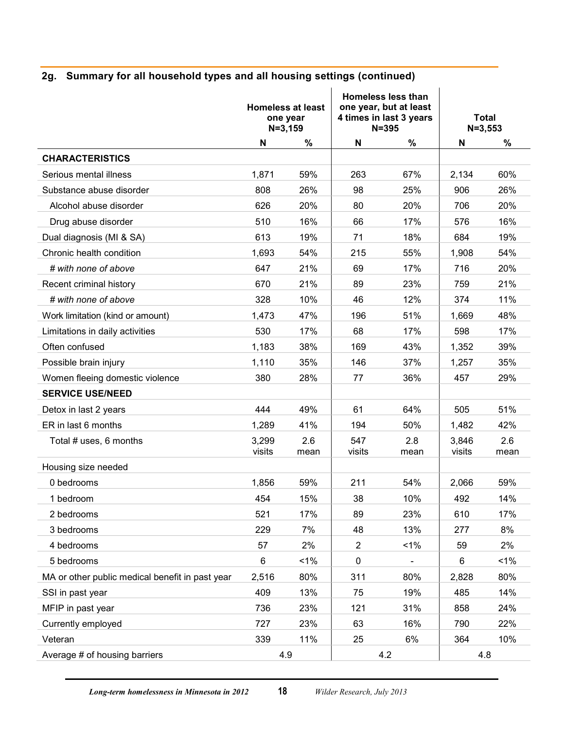## 2g. Summary for all household types and all housing settings (continued)

| | Homeless at least one year N=3,159 | | Homeless less than one year, but at least 4 times in last 3 years N=395 | | Total N=3,553 | |
|---|---|---|---|---|---|---|
| | N | % | N | % | N | % |
| **CHARACTERISTICS** | | | | | | |
| Serious mental illness | 1,871 | 59% | 263 | 67% | 2,134 | 60% |
| Substance abuse disorder | 808 | 26% | 98 | 25% | 906 | 26% |
| Alcohol abuse disorder | 626 | 20% | 80 | 20% | 706 | 20% |
| Drug abuse disorder | 510 | 16% | 66 | 17% | 576 | 16% |
| Dual diagnosis (MI & SA) | 613 | 19% | 71 | 18% | 684 | 19% |
| Chronic health condition | 1,693 | 54% | 215 | 55% | 1,908 | 54% |
| *# with none of above* | 647 | 21% | 69 | 17% | 716 | 20% |
| Recent criminal history | 670 | 21% | 89 | 23% | 759 | 21% |
| *# with none of above* | 328 | 10% | 46 | 12% | 374 | 11% |
| Work limitation (kind or amount) | 1,473 | 47% | 196 | 51% | 1,669 | 48% |
| Limitations in daily activities | 530 | 17% | 68 | 17% | 598 | 17% |
| Often confused | 1,183 | 38% | 169 | 43% | 1,352 | 39% |
| Possible brain injury | 1,110 | 35% | 146 | 37% | 1,257 | 35% |
| Women fleeing domestic violence | 380 | 28% | 77 | 36% | 457 | 29% |
| **SERVICE USE/NEED** | | | | | | |
| Detox in last 2 years | 444 | 49% | 61 | 64% | 505 | 51% |
| ER in last 6 months | 1,289 | 41% | 194 | 50% | 1,482 | 42% |
| Total # uses, 6 months | 3,299 visits | 2.6 mean | 547 visits | 2.8 mean | 3,846 visits | 2.6 mean |
| Housing size needed | | | | | | |
| 0 bedrooms | 1,856 | 59% | 211 | 54% | 2,066 | 59% |
| 1 bedroom | 454 | 15% | 38 | 10% | 492 | 14% |
| 2 bedrooms | 521 | 17% | 89 | 23% | 610 | 17% |
| 3 bedrooms | 229 | 7% | 48 | 13% | 277 | 8% |
| 4 bedrooms | 57 | 2% | 2 | <1% | 59 | 2% |
| 5 bedrooms | 6 | <1% | 0 | - | 6 | <1% |
| MA or other public medical benefit in past year | 2,516 | 80% | 311 | 80% | 2,828 | 80% |
| SSI in past year | 409 | 13% | 75 | 19% | 485 | 14% |
| MFIP in past year | 736 | 23% | 121 | 31% | 858 | 24% |
| Currently employed | 727 | 23% | 63 | 16% | 790 | 22% |
| Veteran | 339 | 11% | 25 | 6% | 364 | 10% |
| Average # of housing barriers | 4.9 | | 4.2 | | 4.8 | |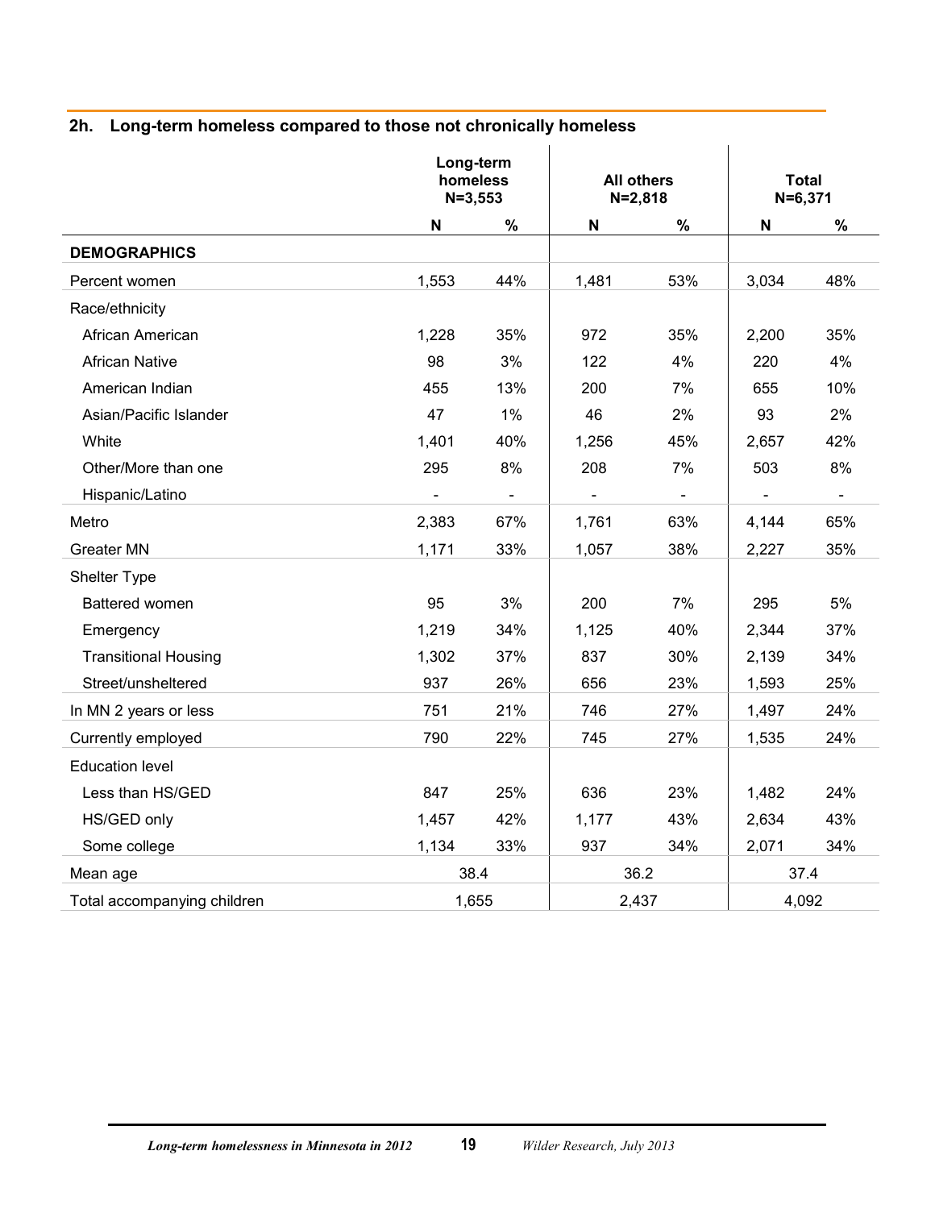## 2h. Long-term homeless compared to those not chronically homeless

| | Long-term homeless N=3,553 | | All others N=2,818 | | Total N=6,371 | |
|---|---|---|---|---|---|---|
| | N | % | N | % | N | % |
| **DEMOGRAPHICS** | | | | | | |
| Percent women | 1,553 | 44% | 1,481 | 53% | 3,034 | 48% |
| Race/ethnicity | | | | | | |
| African American | 1,228 | 35% | 972 | 35% | 2,200 | 35% |
| African Native | 98 | 3% | 122 | 4% | 220 | 4% |
| American Indian | 455 | 13% | 200 | 7% | 655 | 10% |
| Asian/Pacific Islander | 47 | 1% | 46 | 2% | 93 | 2% |
| White | 1,401 | 40% | 1,256 | 45% | 2,657 | 42% |
| Other/More than one | 295 | 8% | 208 | 7% | 503 | 8% |
| Hispanic/Latino | - | - | - | - | - | - |
| Metro | 2,383 | 67% | 1,761 | 63% | 4,144 | 65% |
| Greater MN | 1,171 | 33% | 1,057 | 38% | 2,227 | 35% |
| Shelter Type | | | | | | |
| Battered women | 95 | 3% | 200 | 7% | 295 | 5% |
| Emergency | 1,219 | 34% | 1,125 | 40% | 2,344 | 37% |
| Transitional Housing | 1,302 | 37% | 837 | 30% | 2,139 | 34% |
| Street/unsheltered | 937 | 26% | 656 | 23% | 1,593 | 25% |
| In MN 2 years or less | 751 | 21% | 746 | 27% | 1,497 | 24% |
| Currently employed | 790 | 22% | 745 | 27% | 1,535 | 24% |
| Education level | | | | | | |
| Less than HS/GED | 847 | 25% | 636 | 23% | 1,482 | 24% |
| HS/GED only | 1,457 | 42% | 1,177 | 43% | 2,634 | 43% |
| Some college | 1,134 | 33% | 937 | 34% | 2,071 | 34% |
| Mean age | 38.4 | | 36.2 | | 37.4 | |
| Total accompanying children | 1,655 | | 2,437 | | 4,092 | |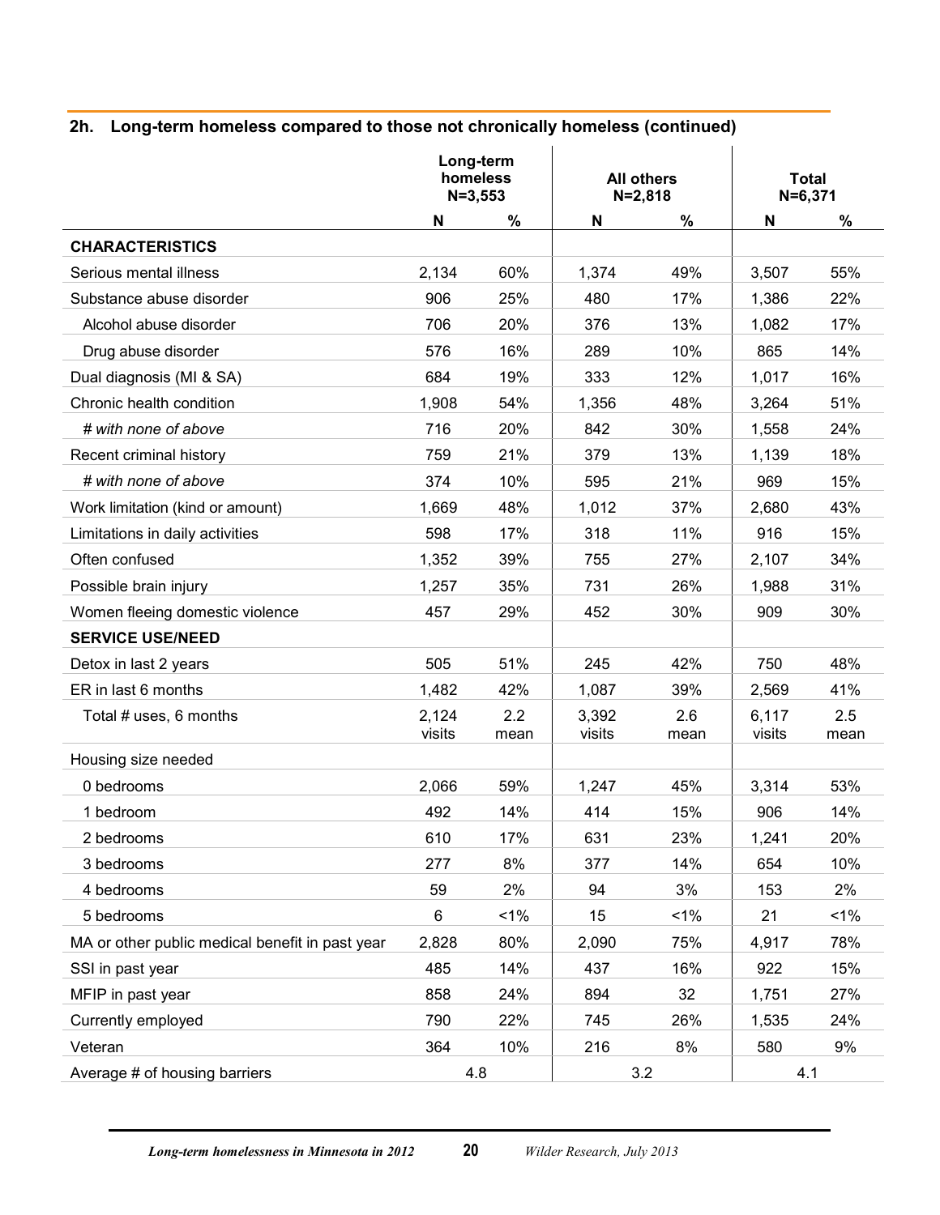## 2h. Long-term homeless compared to those not chronically homeless (continued)

| | Long-term homeless N=3,553 | | All others N=2,818 | | Total N=6,371 | |
|---|---|---|---|---|---|---|
| | N | % | N | % | N | % |
| **CHARACTERISTICS** | | | | | | |
| Serious mental illness | 2,134 | 60% | 1,374 | 49% | 3,507 | 55% |
| Substance abuse disorder | 906 | 25% | 480 | 17% | 1,386 | 22% |
| Alcohol abuse disorder | 706 | 20% | 376 | 13% | 1,082 | 17% |
| Drug abuse disorder | 576 | 16% | 289 | 10% | 865 | 14% |
| Dual diagnosis (MI & SA) | 684 | 19% | 333 | 12% | 1,017 | 16% |
| Chronic health condition | 1,908 | 54% | 1,356 | 48% | 3,264 | 51% |
| *# with none of above* | 716 | 20% | 842 | 30% | 1,558 | 24% |
| Recent criminal history | 759 | 21% | 379 | 13% | 1,139 | 18% |
| *# with none of above* | 374 | 10% | 595 | 21% | 969 | 15% |
| Work limitation (kind or amount) | 1,669 | 48% | 1,012 | 37% | 2,680 | 43% |
| Limitations in daily activities | 598 | 17% | 318 | 11% | 916 | 15% |
| Often confused | 1,352 | 39% | 755 | 27% | 2,107 | 34% |
| Possible brain injury | 1,257 | 35% | 731 | 26% | 1,988 | 31% |
| Women fleeing domestic violence | 457 | 29% | 452 | 30% | 909 | 30% |
| **SERVICE USE/NEED** | | | | | | |
| Detox in last 2 years | 505 | 51% | 245 | 42% | 750 | 48% |
| ER in last 6 months | 1,482 | 42% | 1,087 | 39% | 2,569 | 41% |
| Total # uses, 6 months | 2,124 visits | 2.2 mean | 3,392 visits | 2.6 mean | 6,117 visits | 2.5 mean |
| Housing size needed | | | | | | |
| 0 bedrooms | 2,066 | 59% | 1,247 | 45% | 3,314 | 53% |
| 1 bedroom | 492 | 14% | 414 | 15% | 906 | 14% |
| 2 bedrooms | 610 | 17% | 631 | 23% | 1,241 | 20% |
| 3 bedrooms | 277 | 8% | 377 | 14% | 654 | 10% |
| 4 bedrooms | 59 | 2% | 94 | 3% | 153 | 2% |
| 5 bedrooms | 6 | <1% | 15 | <1% | 21 | <1% |
| MA or other public medical benefit in past year | 2,828 | 80% | 2,090 | 75% | 4,917 | 78% |
| SSI in past year | 485 | 14% | 437 | 16% | 922 | 15% |
| MFIP in past year | 858 | 24% | 894 | 32 | 1,751 | 27% |
| Currently employed | 790 | 22% | 745 | 26% | 1,535 | 24% |
| Veteran | 364 | 10% | 216 | 8% | 580 | 9% |
| Average # of housing barriers | 4.8 | | 3.2 | | 4.1 | |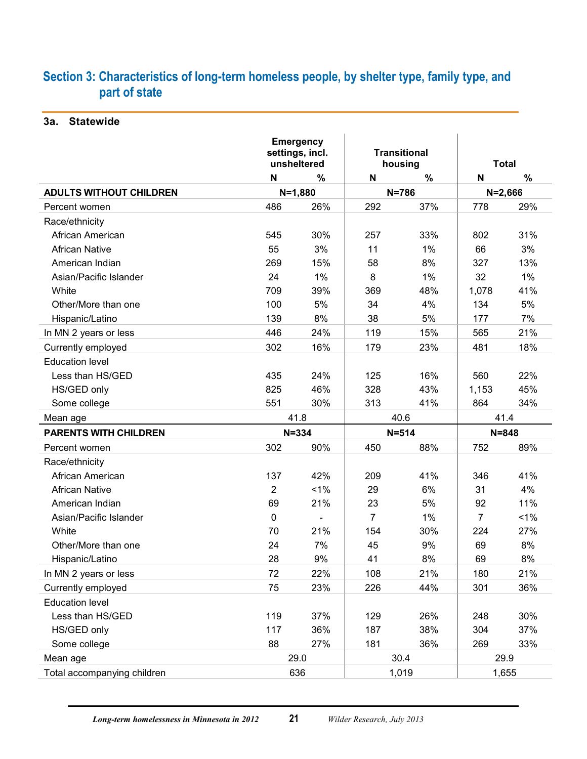## Section 3: Characteristics of long-term homeless people, by shelter type, family type, and part of state

### 3a. Statewide

| | Emergency settings, incl. unsheltered | | Transitional housing | | Total | |
|---|---|---|---|---|---|---|
| | N | % | N | % | N | % |
| **ADULTS WITHOUT CHILDREN** | N=1,880 | | N=786 | | N=2,666 | |
| Percent women | 486 | 26% | 292 | 37% | 778 | 29% |
| Race/ethnicity | | | | | | |
| African American | 545 | 30% | 257 | 33% | 802 | 31% |
| African Native | 55 | 3% | 11 | 1% | 66 | 3% |
| American Indian | 269 | 15% | 58 | 8% | 327 | 13% |
| Asian/Pacific Islander | 24 | 1% | 8 | 1% | 32 | 1% |
| White | 709 | 39% | 369 | 48% | 1,078 | 41% |
| Other/More than one | 100 | 5% | 34 | 4% | 134 | 5% |
| Hispanic/Latino | 139 | 8% | 38 | 5% | 177 | 7% |
| In MN 2 years or less | 446 | 24% | 119 | 15% | 565 | 21% |
| Currently employed | 302 | 16% | 179 | 23% | 481 | 18% |
| Education level | | | | | | |
| Less than HS/GED | 435 | 24% | 125 | 16% | 560 | 22% |
| HS/GED only | 825 | 46% | 328 | 43% | 1,153 | 45% |
| Some college | 551 | 30% | 313 | 41% | 864 | 34% |
| Mean age | 41.8 | | 40.6 | | 41.4 | |
| **PARENTS WITH CHILDREN** | N=334 | | N=514 | | N=848 | |
| Percent women | 302 | 90% | 450 | 88% | 752 | 89% |
| Race/ethnicity | | | | | | |
| African American | 137 | 42% | 209 | 41% | 346 | 41% |
| African Native | 2 | <1% | 29 | 6% | 31 | 4% |
| American Indian | 69 | 21% | 23 | 5% | 92 | 11% |
| Asian/Pacific Islander | 0 | - | 7 | 1% | 7 | <1% |
| White | 70 | 21% | 154 | 30% | 224 | 27% |
| Other/More than one | 24 | 7% | 45 | 9% | 69 | 8% |
| Hispanic/Latino | 28 | 9% | 41 | 8% | 69 | 8% |
| In MN 2 years or less | 72 | 22% | 108 | 21% | 180 | 21% |
| Currently employed | 75 | 23% | 226 | 44% | 301 | 36% |
| Education level | | | | | | |
| Less than HS/GED | 119 | 37% | 129 | 26% | 248 | 30% |
| HS/GED only | 117 | 36% | 187 | 38% | 304 | 37% |
| Some college | 88 | 27% | 181 | 36% | 269 | 33% |
| Mean age | 29.0 | | 30.4 | | 29.9 | |
| Total accompanying children | 636 | | 1,019 | | 1,655 | |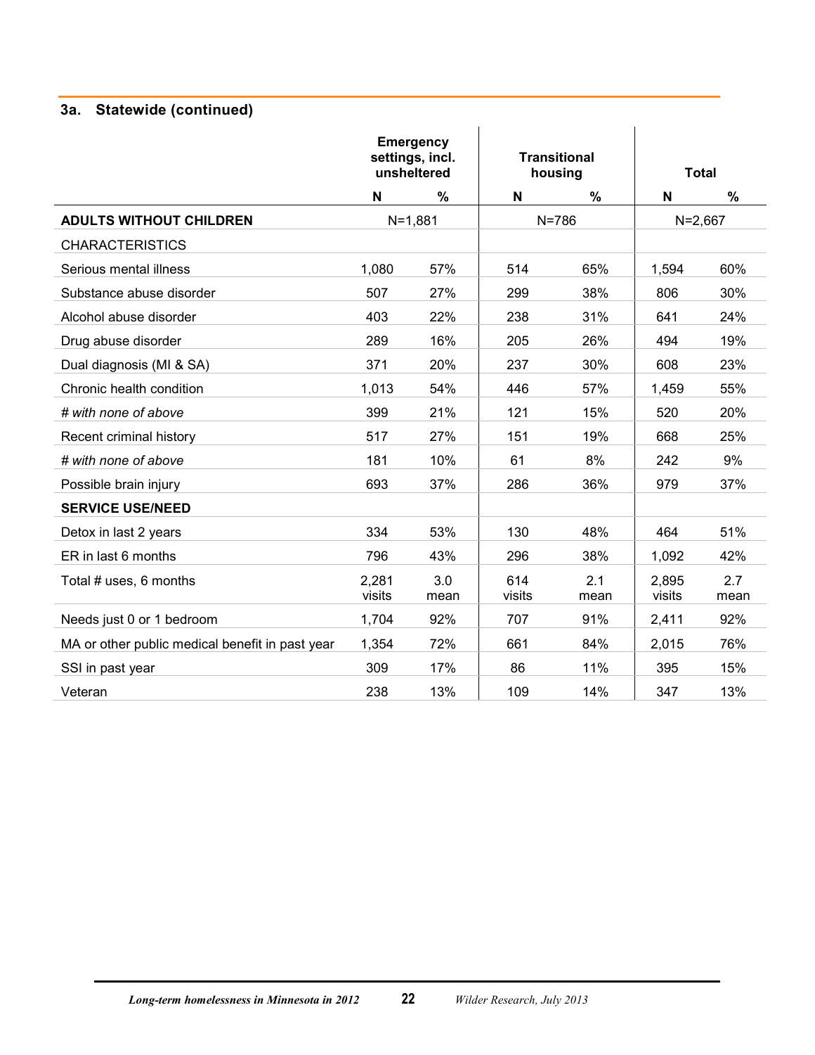### 3a. Statewide (continued)

| | Emergency settings, incl. unsheltered | | Transitional housing | | Total | |
|---|---|---|---|---|---|---|
| | N | % | N | % | N | % |
| **ADULTS WITHOUT CHILDREN** | N=1,881 | | N=786 | | N=2,667 | |
| CHARACTERISTICS | | | | | | |
| Serious mental illness | 1,080 | 57% | 514 | 65% | 1,594 | 60% |
| Substance abuse disorder | 507 | 27% | 299 | 38% | 806 | 30% |
| Alcohol abuse disorder | 403 | 22% | 238 | 31% | 641 | 24% |
| Drug abuse disorder | 289 | 16% | 205 | 26% | 494 | 19% |
| Dual diagnosis (MI & SA) | 371 | 20% | 237 | 30% | 608 | 23% |
| Chronic health condition | 1,013 | 54% | 446 | 57% | 1,459 | 55% |
| *# with none of above* | 399 | 21% | 121 | 15% | 520 | 20% |
| Recent criminal history | 517 | 27% | 151 | 19% | 668 | 25% |
| *# with none of above* | 181 | 10% | 61 | 8% | 242 | 9% |
| Possible brain injury | 693 | 37% | 286 | 36% | 979 | 37% |
| **SERVICE USE/NEED** | | | | | | |
| Detox in last 2 years | 334 | 53% | 130 | 48% | 464 | 51% |
| ER in last 6 months | 796 | 43% | 296 | 38% | 1,092 | 42% |
| Total # uses, 6 months | 2,281 visits | 3.0 mean | 614 visits | 2.1 mean | 2,895 visits | 2.7 mean |
| Needs just 0 or 1 bedroom | 1,704 | 92% | 707 | 91% | 2,411 | 92% |
| MA or other public medical benefit in past year | 1,354 | 72% | 661 | 84% | 2,015 | 76% |
| SSI in past year | 309 | 17% | 86 | 11% | 395 | 15% |
| Veteran | 238 | 13% | 109 | 14% | 347 | 13% |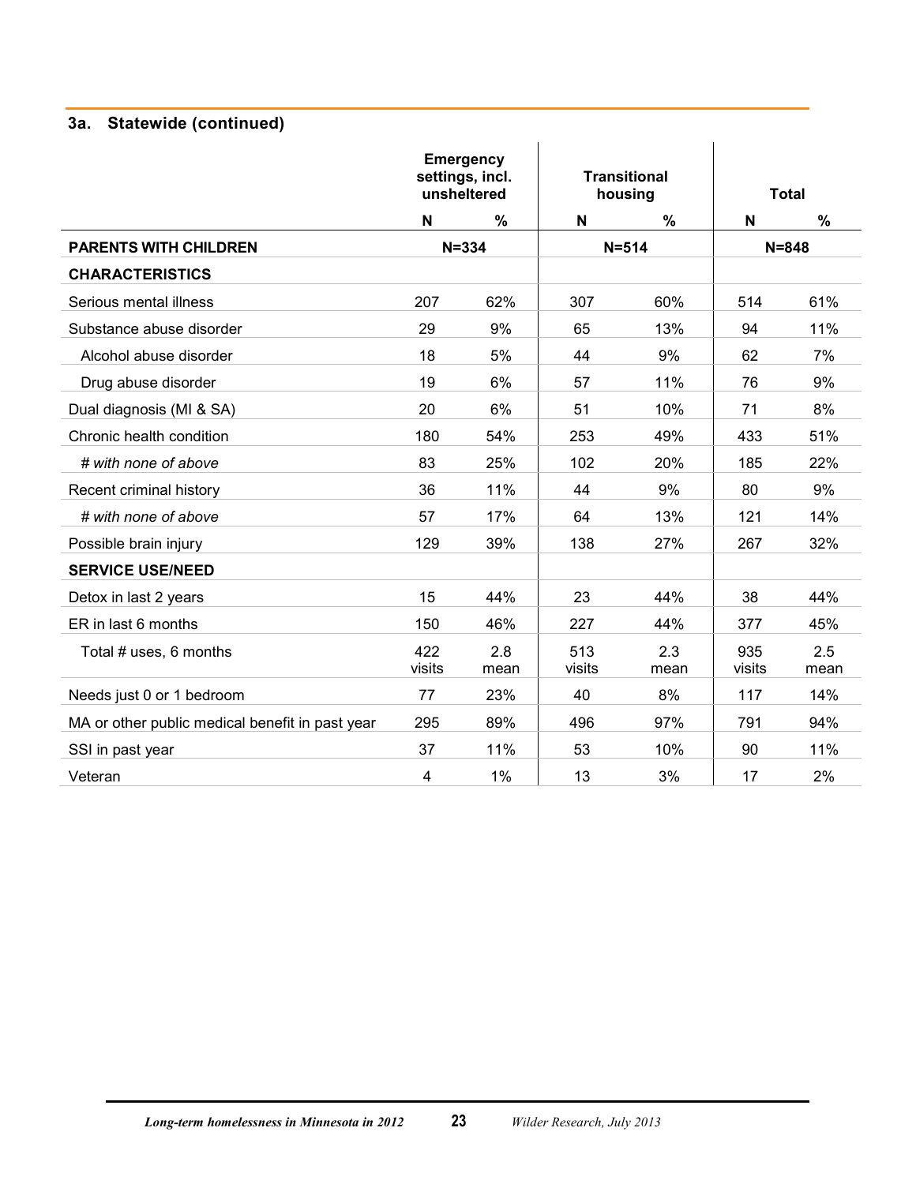### 3a. Statewide (continued)

| | Emergency settings, incl. unsheltered | | Transitional housing | | Total | |
|---|---|---|---|---|---|---|
| | N | % | N | % | N | % |
| **PARENTS WITH CHILDREN** | N=334 | | N=514 | | N=848 | |
| **CHARACTERISTICS** | | | | | | |
| Serious mental illness | 207 | 62% | 307 | 60% | 514 | 61% |
| Substance abuse disorder | 29 | 9% | 65 | 13% | 94 | 11% |
| Alcohol abuse disorder | 18 | 5% | 44 | 9% | 62 | 7% |
| Drug abuse disorder | 19 | 6% | 57 | 11% | 76 | 9% |
| Dual diagnosis (MI & SA) | 20 | 6% | 51 | 10% | 71 | 8% |
| Chronic health condition | 180 | 54% | 253 | 49% | 433 | 51% |
| *# with none of above* | 83 | 25% | 102 | 20% | 185 | 22% |
| Recent criminal history | 36 | 11% | 44 | 9% | 80 | 9% |
| *# with none of above* | 57 | 17% | 64 | 13% | 121 | 14% |
| Possible brain injury | 129 | 39% | 138 | 27% | 267 | 32% |
| **SERVICE USE/NEED** | | | | | | |
| Detox in last 2 years | 15 | 44% | 23 | 44% | 38 | 44% |
| ER in last 6 months | 150 | 46% | 227 | 44% | 377 | 45% |
| Total # uses, 6 months | 422 visits | 2.8 mean | 513 visits | 2.3 mean | 935 visits | 2.5 mean |
| Needs just 0 or 1 bedroom | 77 | 23% | 40 | 8% | 117 | 14% |
| MA or other public medical benefit in past year | 295 | 89% | 496 | 97% | 791 | 94% |
| SSI in past year | 37 | 11% | 53 | 10% | 90 | 11% |
| Veteran | 4 | 1% | 13 | 3% | 17 | 2% |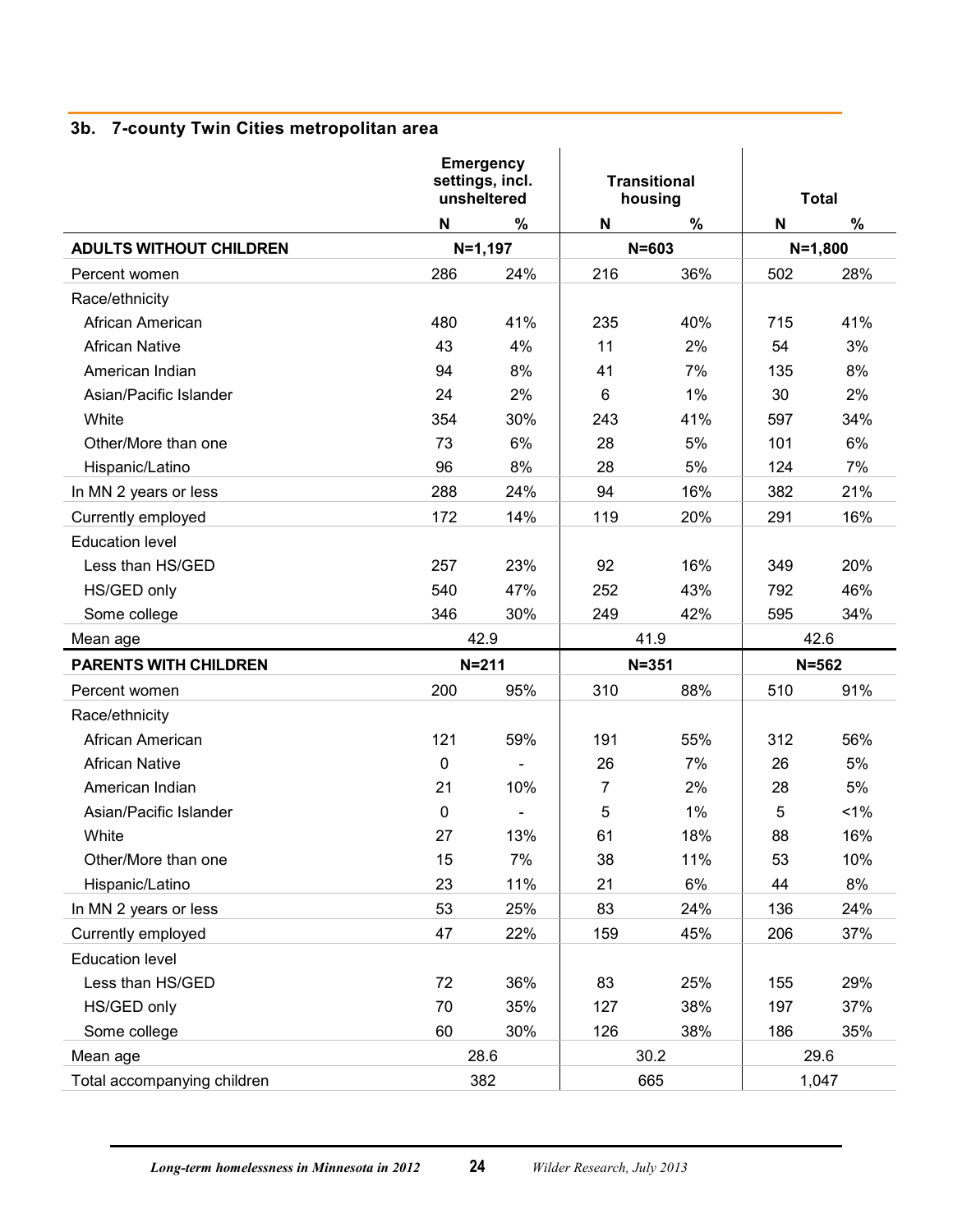### 3b. 7-county Twin Cities metropolitan area

| | Emergency settings, incl. unsheltered | | Transitional housing | | Total | |
|---|---|---|---|---|---|---|
| | N | % | N | % | N | % |
| **ADULTS WITHOUT CHILDREN** | **N=1,197** | | **N=603** | | **N=1,800** | |
| Percent women | 286 | 24% | 216 | 36% | 502 | 28% |
| Race/ethnicity | | | | | | |
| African American | 480 | 41% | 235 | 40% | 715 | 41% |
| African Native | 43 | 4% | 11 | 2% | 54 | 3% |
| American Indian | 94 | 8% | 41 | 7% | 135 | 8% |
| Asian/Pacific Islander | 24 | 2% | 6 | 1% | 30 | 2% |
| White | 354 | 30% | 243 | 41% | 597 | 34% |
| Other/More than one | 73 | 6% | 28 | 5% | 101 | 6% |
| Hispanic/Latino | 96 | 8% | 28 | 5% | 124 | 7% |
| In MN 2 years or less | 288 | 24% | 94 | 16% | 382 | 21% |
| Currently employed | 172 | 14% | 119 | 20% | 291 | 16% |
| Education level | | | | | | |
| Less than HS/GED | 257 | 23% | 92 | 16% | 349 | 20% |
| HS/GED only | 540 | 47% | 252 | 43% | 792 | 46% |
| Some college | 346 | 30% | 249 | 42% | 595 | 34% |
| Mean age | 42.9 | | 41.9 | | 42.6 | |
| **PARENTS WITH CHILDREN** | **N=211** | | **N=351** | | **N=562** | |
| Percent women | 200 | 95% | 310 | 88% | 510 | 91% |
| Race/ethnicity | | | | | | |
| African American | 121 | 59% | 191 | 55% | 312 | 56% |
| African Native | 0 | - | 26 | 7% | 26 | 5% |
| American Indian | 21 | 10% | 7 | 2% | 28 | 5% |
| Asian/Pacific Islander | 0 | - | 5 | 1% | 5 | <1% |
| White | 27 | 13% | 61 | 18% | 88 | 16% |
| Other/More than one | 15 | 7% | 38 | 11% | 53 | 10% |
| Hispanic/Latino | 23 | 11% | 21 | 6% | 44 | 8% |
| In MN 2 years or less | 53 | 25% | 83 | 24% | 136 | 24% |
| Currently employed | 47 | 22% | 159 | 45% | 206 | 37% |
| Education level | | | | | | |
| Less than HS/GED | 72 | 36% | 83 | 25% | 155 | 29% |
| HS/GED only | 70 | 35% | 127 | 38% | 197 | 37% |
| Some college | 60 | 30% | 126 | 38% | 186 | 35% |
| Mean age | 28.6 | | 30.2 | | 29.6 | |
| Total accompanying children | 382 | | 665 | | 1,047 | |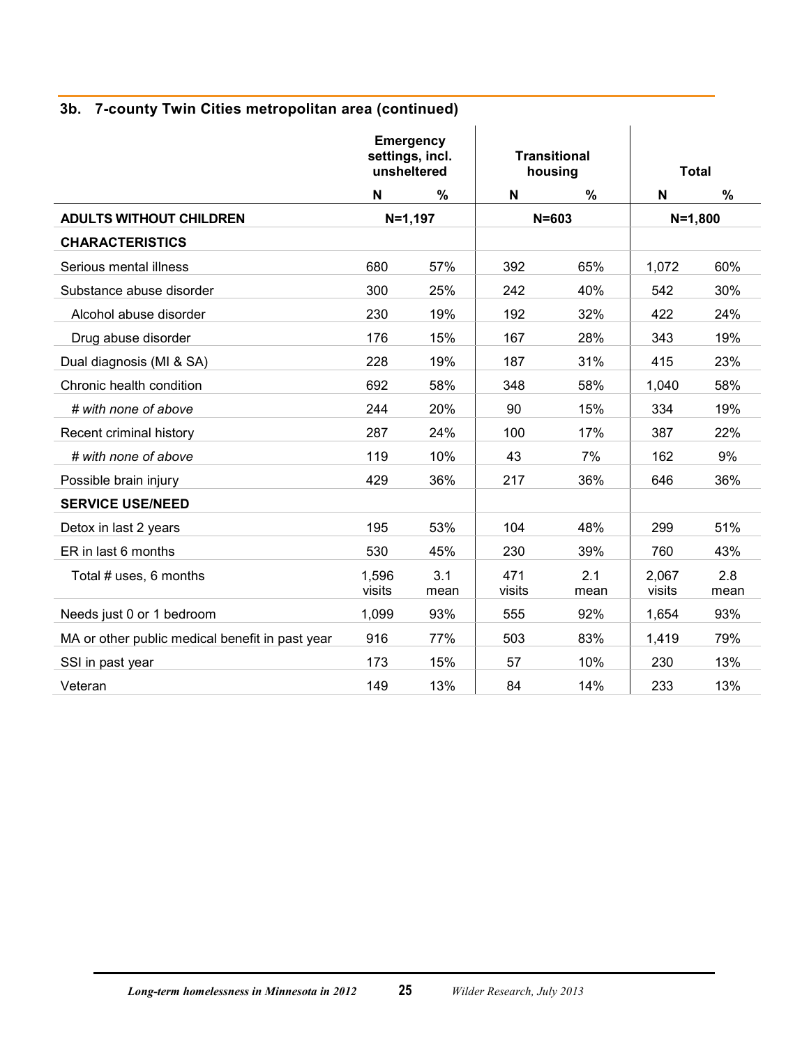### 3b. 7-county Twin Cities metropolitan area (continued)

| | Emergency settings, incl. unsheltered | | Transitional housing | | Total | |
|---|---|---|---|---|---|---|
| | N | % | N | % | N | % |
| **ADULTS WITHOUT CHILDREN** | N=1,197 | | N=603 | | N=1,800 | |
| **CHARACTERISTICS** | | | | | | |
| Serious mental illness | 680 | 57% | 392 | 65% | 1,072 | 60% |
| Substance abuse disorder | 300 | 25% | 242 | 40% | 542 | 30% |
| Alcohol abuse disorder | 230 | 19% | 192 | 32% | 422 | 24% |
| Drug abuse disorder | 176 | 15% | 167 | 28% | 343 | 19% |
| Dual diagnosis (MI & SA) | 228 | 19% | 187 | 31% | 415 | 23% |
| Chronic health condition | 692 | 58% | 348 | 58% | 1,040 | 58% |
| *# with none of above* | 244 | 20% | 90 | 15% | 334 | 19% |
| Recent criminal history | 287 | 24% | 100 | 17% | 387 | 22% |
| *# with none of above* | 119 | 10% | 43 | 7% | 162 | 9% |
| Possible brain injury | 429 | 36% | 217 | 36% | 646 | 36% |
| **SERVICE USE/NEED** | | | | | | |
| Detox in last 2 years | 195 | 53% | 104 | 48% | 299 | 51% |
| ER in last 6 months | 530 | 45% | 230 | 39% | 760 | 43% |
| Total # uses, 6 months | 1,596 visits | 3.1 mean | 471 visits | 2.1 mean | 2,067 visits | 2.8 mean |
| Needs just 0 or 1 bedroom | 1,099 | 93% | 555 | 92% | 1,654 | 93% |
| MA or other public medical benefit in past year | 916 | 77% | 503 | 83% | 1,419 | 79% |
| SSI in past year | 173 | 15% | 57 | 10% | 230 | 13% |
| Veteran | 149 | 13% | 84 | 14% | 233 | 13% |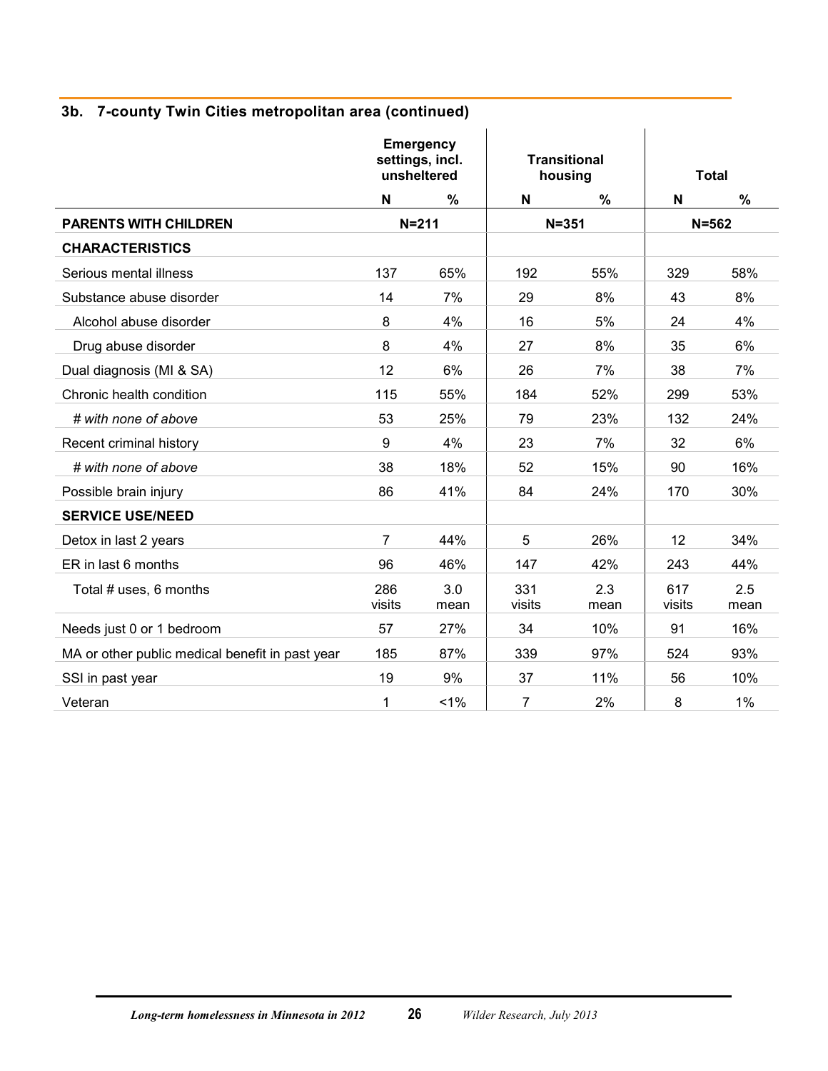### 3b. 7-county Twin Cities metropolitan area (continued)

| | Emergency settings, incl. unsheltered | | Transitional housing | | Total | |
|---|---|---|---|---|---|---|
| | N | % | N | % | N | % |
| **PARENTS WITH CHILDREN** | N=211 | | N=351 | | N=562 | |
| **CHARACTERISTICS** | | | | | | |
| Serious mental illness | 137 | 65% | 192 | 55% | 329 | 58% |
| Substance abuse disorder | 14 | 7% | 29 | 8% | 43 | 8% |
| Alcohol abuse disorder | 8 | 4% | 16 | 5% | 24 | 4% |
| Drug abuse disorder | 8 | 4% | 27 | 8% | 35 | 6% |
| Dual diagnosis (MI & SA) | 12 | 6% | 26 | 7% | 38 | 7% |
| Chronic health condition | 115 | 55% | 184 | 52% | 299 | 53% |
| *# with none of above* | 53 | 25% | 79 | 23% | 132 | 24% |
| Recent criminal history | 9 | 4% | 23 | 7% | 32 | 6% |
| *# with none of above* | 38 | 18% | 52 | 15% | 90 | 16% |
| Possible brain injury | 86 | 41% | 84 | 24% | 170 | 30% |
| **SERVICE USE/NEED** | | | | | | |
| Detox in last 2 years | 7 | 44% | 5 | 26% | 12 | 34% |
| ER in last 6 months | 96 | 46% | 147 | 42% | 243 | 44% |
| Total # uses, 6 months | 286 visits | 3.0 mean | 331 visits | 2.3 mean | 617 visits | 2.5 mean |
| Needs just 0 or 1 bedroom | 57 | 27% | 34 | 10% | 91 | 16% |
| MA or other public medical benefit in past year | 185 | 87% | 339 | 97% | 524 | 93% |
| SSI in past year | 19 | 9% | 37 | 11% | 56 | 10% |
| Veteran | 1 | <1% | 7 | 2% | 8 | 1% |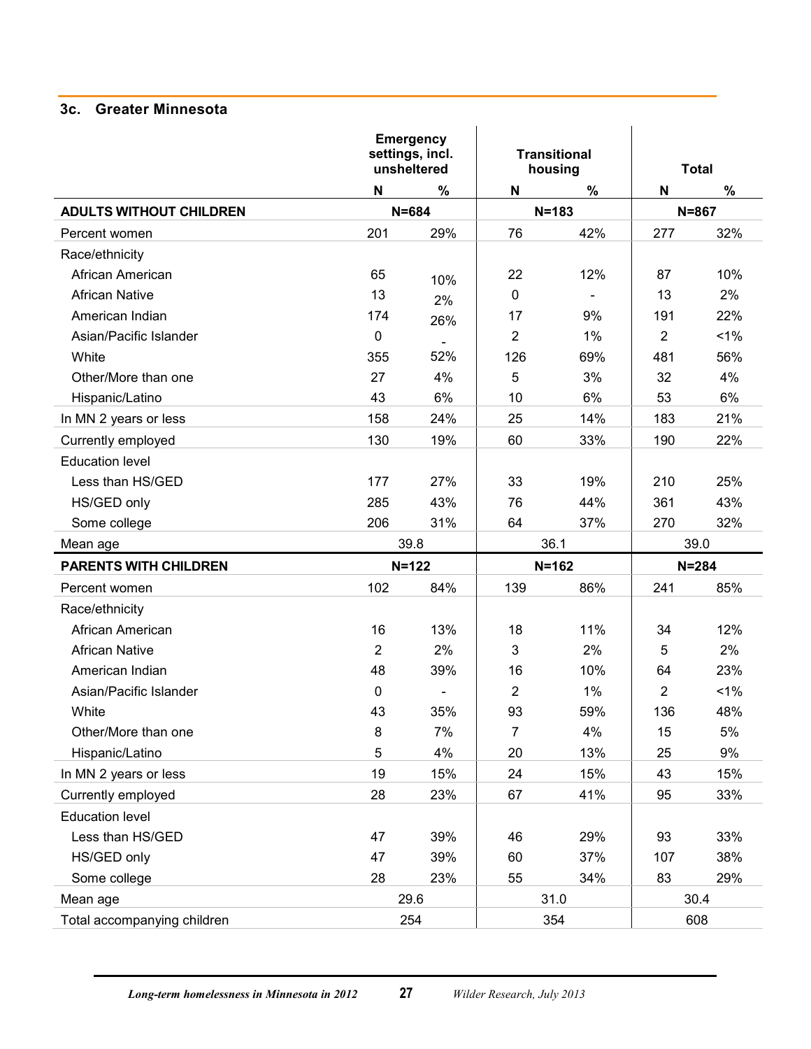### 3c. Greater Minnesota

| | Emergency settings, incl. unsheltered | | Transitional housing | | Total | |
|---|---|---|---|---|---|---|
| | N | % | N | % | N | % |
| **ADULTS WITHOUT CHILDREN** | N=684 | | N=183 | | N=867 | |
| Percent women | 201 | 29% | 76 | 42% | 277 | 32% |
| Race/ethnicity | | | | | | |
| African American | 65 | 10% | 22 | 12% | 87 | 10% |
| African Native | 13 | 2% | 0 | - | 13 | 2% |
| American Indian | 174 | 26% | 17 | 9% | 191 | 22% |
| Asian/Pacific Islander | 0 | - | 2 | 1% | 2 | <1% |
| White | 355 | 52% | 126 | 69% | 481 | 56% |
| Other/More than one | 27 | 4% | 5 | 3% | 32 | 4% |
| Hispanic/Latino | 43 | 6% | 10 | 6% | 53 | 6% |
| In MN 2 years or less | 158 | 24% | 25 | 14% | 183 | 21% |
| Currently employed | 130 | 19% | 60 | 33% | 190 | 22% |
| Education level | | | | | | |
| Less than HS/GED | 177 | 27% | 33 | 19% | 210 | 25% |
| HS/GED only | 285 | 43% | 76 | 44% | 361 | 43% |
| Some college | 206 | 31% | 64 | 37% | 270 | 32% |
| Mean age | 39.8 | | 36.1 | | 39.0 | |
| **PARENTS WITH CHILDREN** | N=122 | | N=162 | | N=284 | |
| Percent women | 102 | 84% | 139 | 86% | 241 | 85% |
| Race/ethnicity | | | | | | |
| African American | 16 | 13% | 18 | 11% | 34 | 12% |
| African Native | 2 | 2% | 3 | 2% | 5 | 2% |
| American Indian | 48 | 39% | 16 | 10% | 64 | 23% |
| Asian/Pacific Islander | 0 | - | 2 | 1% | 2 | <1% |
| White | 43 | 35% | 93 | 59% | 136 | 48% |
| Other/More than one | 8 | 7% | 7 | 4% | 15 | 5% |
| Hispanic/Latino | 5 | 4% | 20 | 13% | 25 | 9% |
| In MN 2 years or less | 19 | 15% | 24 | 15% | 43 | 15% |
| Currently employed | 28 | 23% | 67 | 41% | 95 | 33% |
| Education level | | | | | | |
| Less than HS/GED | 47 | 39% | 46 | 29% | 93 | 33% |
| HS/GED only | 47 | 39% | 60 | 37% | 107 | 38% |
| Some college | 28 | 23% | 55 | 34% | 83 | 29% |
| Mean age | 29.6 | | 31.0 | | 30.4 | |
| Total accompanying children | 254 | | 354 | | 608 | |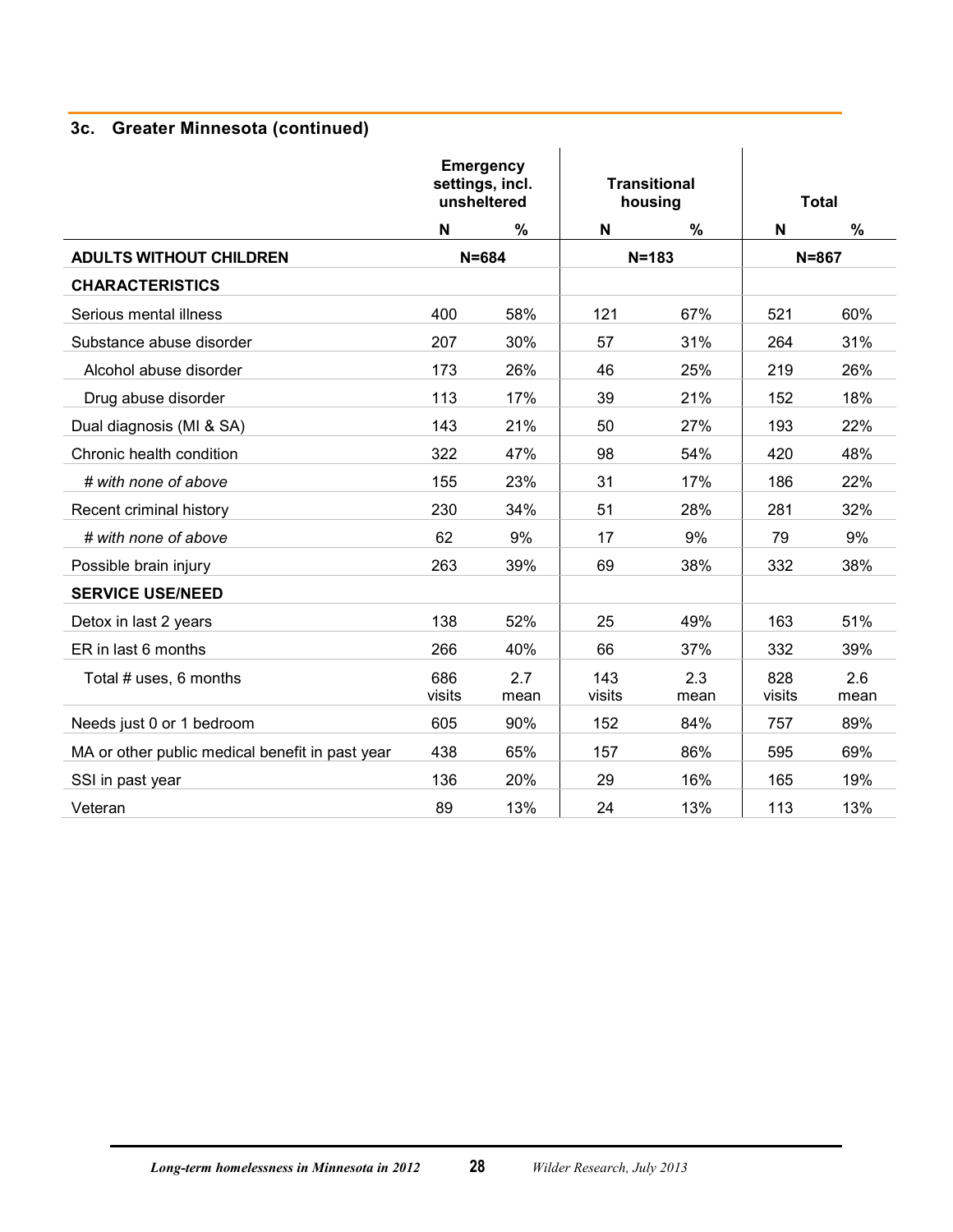### 3c. Greater Minnesota (continued)

| | Emergency settings, incl. unsheltered | | Transitional housing | | Total | |
|---|---|---|---|---|---|---|
| | N | % | N | % | N | % |
| **ADULTS WITHOUT CHILDREN** | N=684 | | N=183 | | N=867 | |
| **CHARACTERISTICS** | | | | | | |
| Serious mental illness | 400 | 58% | 121 | 67% | 521 | 60% |
| Substance abuse disorder | 207 | 30% | 57 | 31% | 264 | 31% |
| Alcohol abuse disorder | 173 | 26% | 46 | 25% | 219 | 26% |
| Drug abuse disorder | 113 | 17% | 39 | 21% | 152 | 18% |
| Dual diagnosis (MI & SA) | 143 | 21% | 50 | 27% | 193 | 22% |
| Chronic health condition | 322 | 47% | 98 | 54% | 420 | 48% |
| *# with none of above* | 155 | 23% | 31 | 17% | 186 | 22% |
| Recent criminal history | 230 | 34% | 51 | 28% | 281 | 32% |
| *# with none of above* | 62 | 9% | 17 | 9% | 79 | 9% |
| Possible brain injury | 263 | 39% | 69 | 38% | 332 | 38% |
| **SERVICE USE/NEED** | | | | | | |
| Detox in last 2 years | 138 | 52% | 25 | 49% | 163 | 51% |
| ER in last 6 months | 266 | 40% | 66 | 37% | 332 | 39% |
| Total # uses, 6 months | 686 visits | 2.7 mean | 143 visits | 2.3 mean | 828 visits | 2.6 mean |
| Needs just 0 or 1 bedroom | 605 | 90% | 152 | 84% | 757 | 89% |
| MA or other public medical benefit in past year | 438 | 65% | 157 | 86% | 595 | 69% |
| SSI in past year | 136 | 20% | 29 | 16% | 165 | 19% |
| Veteran | 89 | 13% | 24 | 13% | 113 | 13% |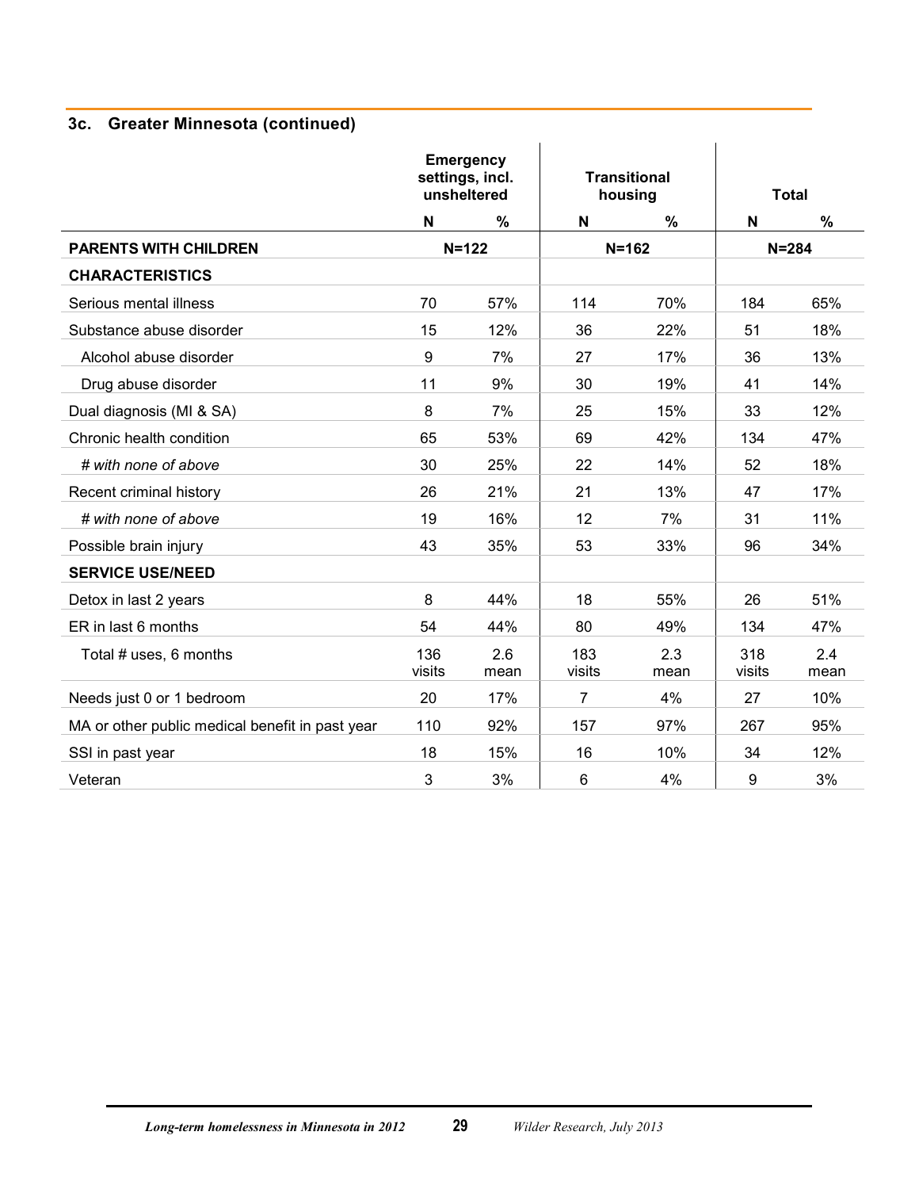### 3c. Greater Minnesota (continued)

| | Emergency settings, incl. unsheltered | | Transitional housing | | Total | |
|---|---|---|---|---|---|---|
| | N | % | N | % | N | % |
| **PARENTS WITH CHILDREN** | N=122 | | N=162 | | N=284 | |
| **CHARACTERISTICS** | | | | | | |
| Serious mental illness | 70 | 57% | 114 | 70% | 184 | 65% |
| Substance abuse disorder | 15 | 12% | 36 | 22% | 51 | 18% |
| Alcohol abuse disorder | 9 | 7% | 27 | 17% | 36 | 13% |
| Drug abuse disorder | 11 | 9% | 30 | 19% | 41 | 14% |
| Dual diagnosis (MI & SA) | 8 | 7% | 25 | 15% | 33 | 12% |
| Chronic health condition | 65 | 53% | 69 | 42% | 134 | 47% |
| *# with none of above* | 30 | 25% | 22 | 14% | 52 | 18% |
| Recent criminal history | 26 | 21% | 21 | 13% | 47 | 17% |
| *# with none of above* | 19 | 16% | 12 | 7% | 31 | 11% |
| Possible brain injury | 43 | 35% | 53 | 33% | 96 | 34% |
| **SERVICE USE/NEED** | | | | | | |
| Detox in last 2 years | 8 | 44% | 18 | 55% | 26 | 51% |
| ER in last 6 months | 54 | 44% | 80 | 49% | 134 | 47% |
| Total # uses, 6 months | 136 visits | 2.6 mean | 183 visits | 2.3 mean | 318 visits | 2.4 mean |
| Needs just 0 or 1 bedroom | 20 | 17% | 7 | 4% | 27 | 10% |
| MA or other public medical benefit in past year | 110 | 92% | 157 | 97% | 267 | 95% |
| SSI in past year | 18 | 15% | 16 | 10% | 34 | 12% |
| Veteran | 3 | 3% | 6 | 4% | 9 | 3% |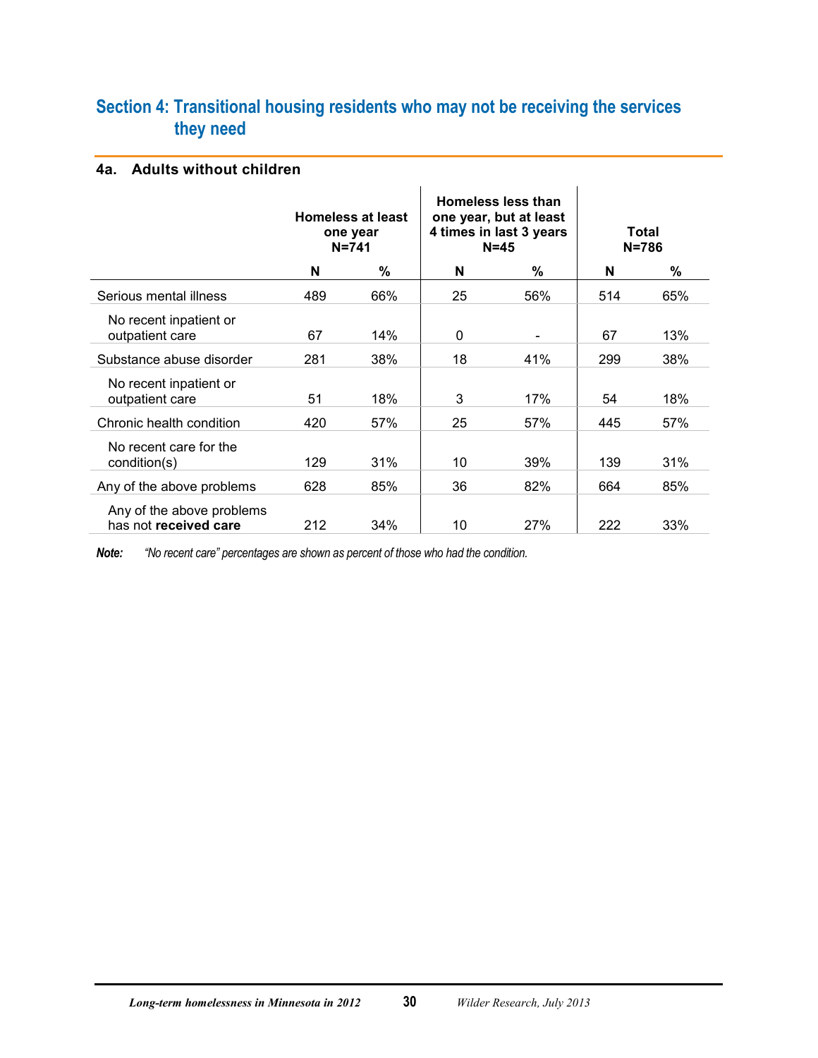## Section 4: Transitional housing residents who may not be receiving the services they need

### 4a. Adults without children

| | Homeless at least one year N=741 | | Homeless less than one year, but at least 4 times in last 3 years N=45 | | Total N=786 | |
|---|---|---|---|---|---|---|
| | N | % | N | % | N | % |
| Serious mental illness | 489 | 66% | 25 | 56% | 514 | 65% |
| No recent inpatient or outpatient care | 67 | 14% | 0 | - | 67 | 13% |
| Substance abuse disorder | 281 | 38% | 18 | 41% | 299 | 38% |
| No recent inpatient or outpatient care | 51 | 18% | 3 | 17% | 54 | 18% |
| Chronic health condition | 420 | 57% | 25 | 57% | 445 | 57% |
| No recent care for the condition(s) | 129 | 31% | 10 | 39% | 139 | 31% |
| Any of the above problems | 628 | 85% | 36 | 82% | 664 | 85% |
| Any of the above problems has not **received care** | 212 | 34% | 10 | 27% | 222 | 33% |

***Note:*** *"No recent care" percentages are shown as percent of those who had the condition.*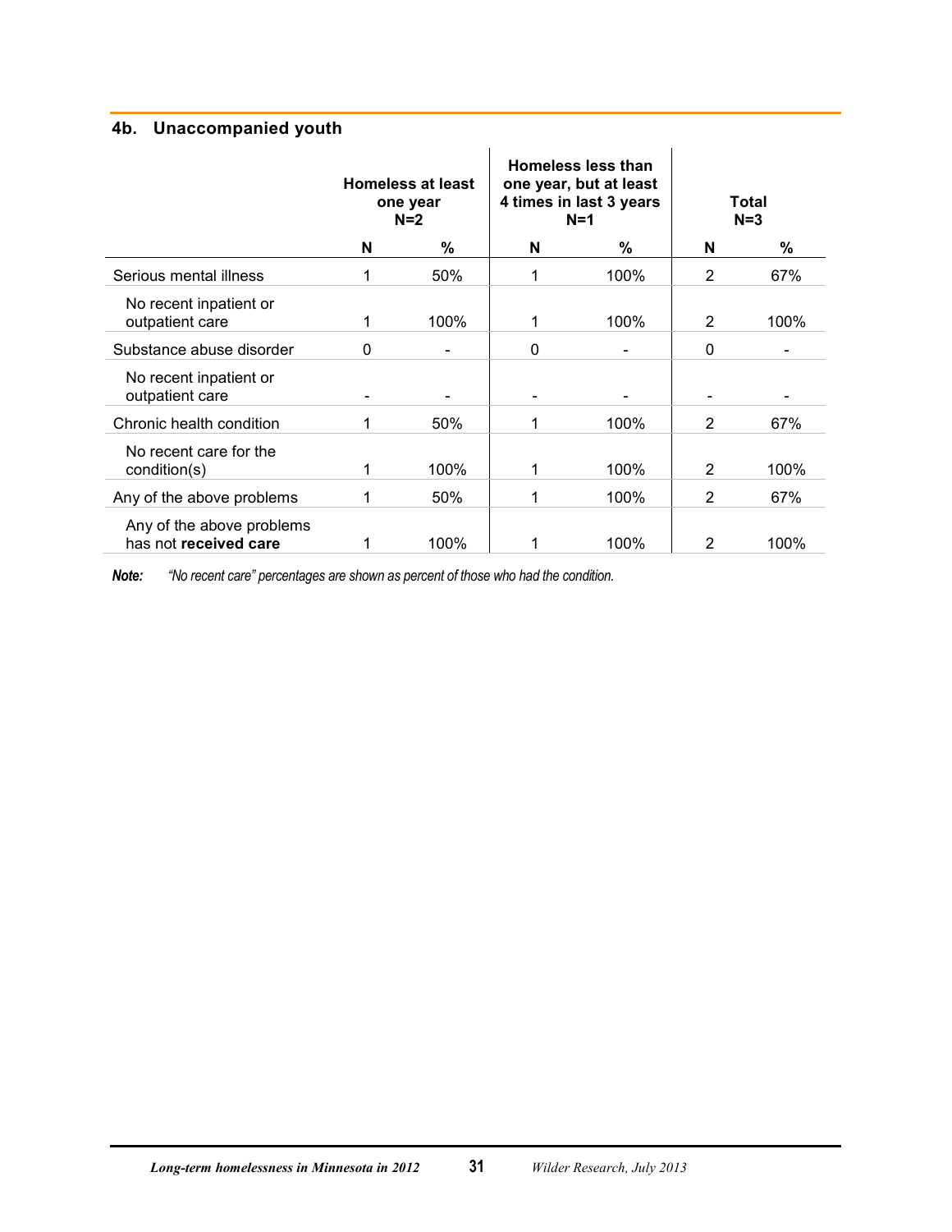## 4b. Unaccompanied youth

| | Homeless at least one year N=2 | | Homeless less than one year, but at least 4 times in last 3 years N=1 | | Total N=3 | |
|---|---|---|---|---|---|---|
| | N | % | N | % | N | % |
| Serious mental illness | 1 | 50% | 1 | 100% | 2 | 67% |
| No recent inpatient or outpatient care | 1 | 100% | 1 | 100% | 2 | 100% |
| Substance abuse disorder | 0 | - | 0 | - | 0 | - |
| No recent inpatient or outpatient care | - | - | - | - | - | - |
| Chronic health condition | 1 | 50% | 1 | 100% | 2 | 67% |
| No recent care for the condition(s) | 1 | 100% | 1 | 100% | 2 | 100% |
| Any of the above problems | 1 | 50% | 1 | 100% | 2 | 67% |
| Any of the above problems has not **received care** | 1 | 100% | 1 | 100% | 2 | 100% |

***Note:*** *"No recent care" percentages are shown as percent of those who had the condition.*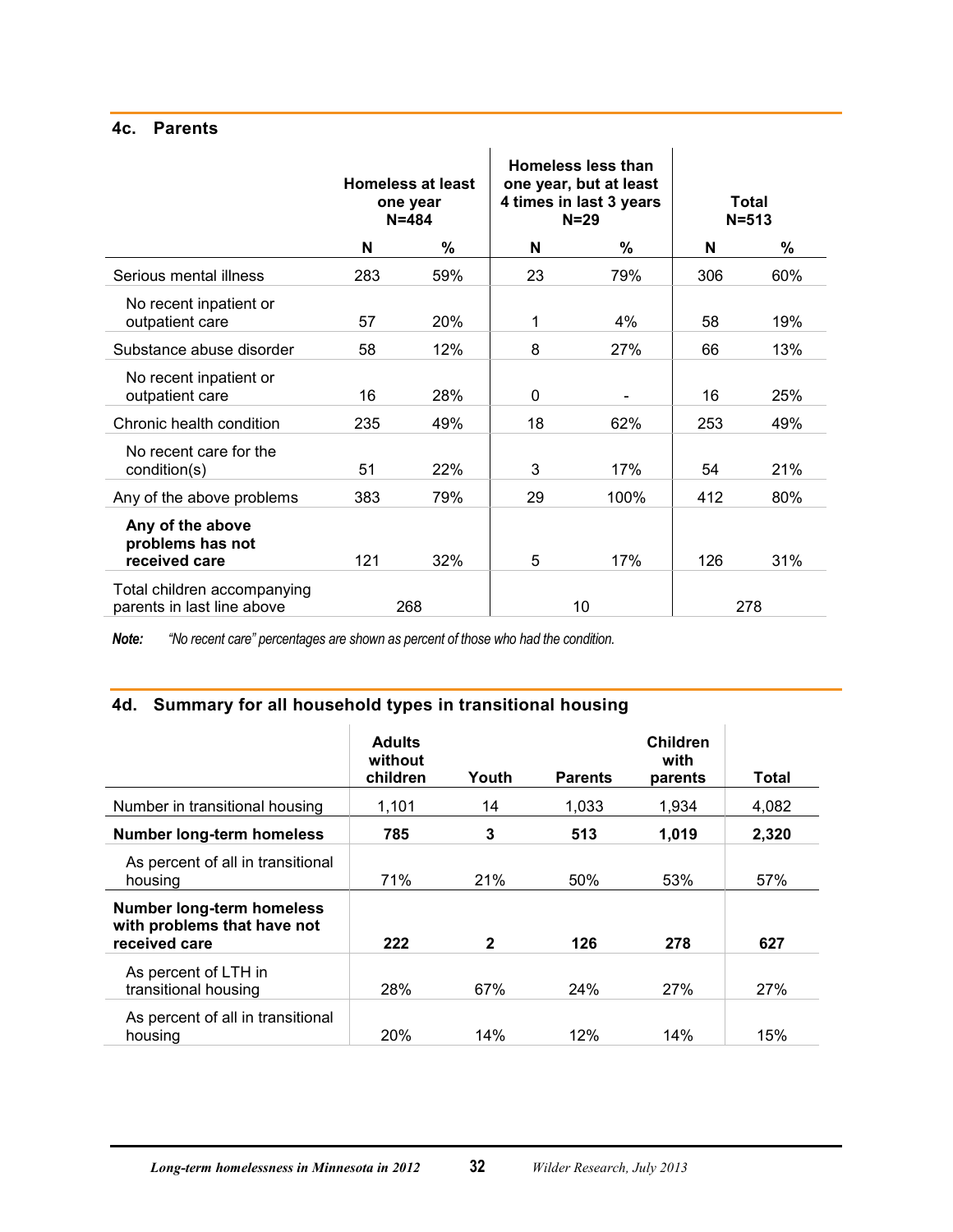### 4c. Parents

| | Homeless at least one year N=484 | | Homeless less than one year, but at least 4 times in last 3 years N=29 | | Total N=513 | |
|---|---|---|---|---|---|---|
| | N | % | N | % | N | % |
| Serious mental illness | 283 | 59% | 23 | 79% | 306 | 60% |
| No recent inpatient or outpatient care | 57 | 20% | 1 | 4% | 58 | 19% |
| Substance abuse disorder | 58 | 12% | 8 | 27% | 66 | 13% |
| No recent inpatient or outpatient care | 16 | 28% | 0 | - | 16 | 25% |
| Chronic health condition | 235 | 49% | 18 | 62% | 253 | 49% |
| No recent care for the condition(s) | 51 | 22% | 3 | 17% | 54 | 21% |
| Any of the above problems | 383 | 79% | 29 | 100% | 412 | 80% |
| **Any of the above problems has not received care** | 121 | 32% | 5 | 17% | 126 | 31% |
| Total children accompanying parents in last line above | 268 | | 10 | | 278 | |

***Note:*** *"No recent care" percentages are shown as percent of those who had the condition.*

### 4d. Summary for all household types in transitional housing

| | Adults without children | Youth | Parents | Children with parents | Total |
|---|---|---|---|---|---|
| Number in transitional housing | 1,101 | 14 | 1,033 | 1,934 | 4,082 |
| **Number long-term homeless** | **785** | **3** | **513** | **1,019** | **2,320** |
| As percent of all in transitional housing | 71% | 21% | 50% | 53% | 57% |
| **Number long-term homeless with problems that have not received care** | **222** | **2** | **126** | **278** | **627** |
| As percent of LTH in transitional housing | 28% | 67% | 24% | 27% | 27% |
| As percent of all in transitional housing | 20% | 14% | 12% | 14% | 15% |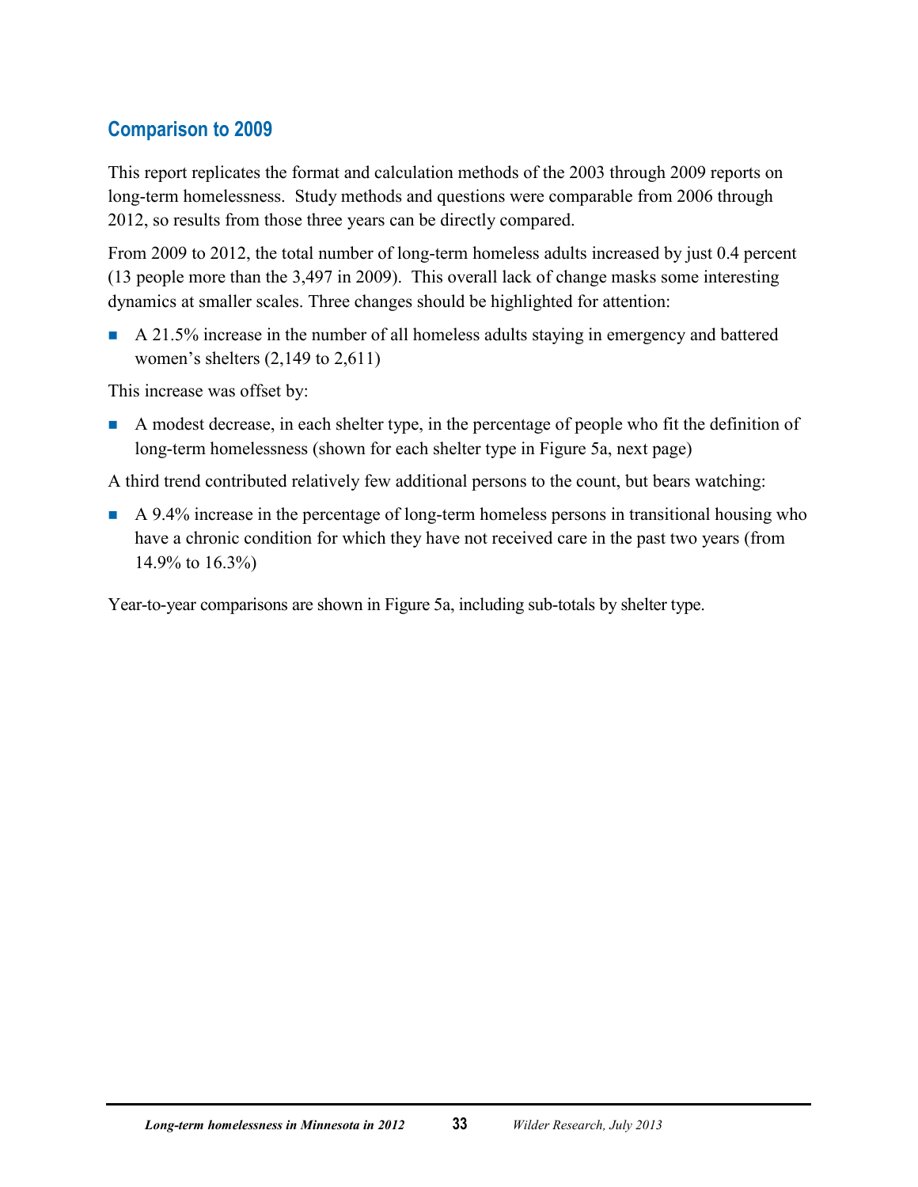## Comparison to 2009

This report replicates the format and calculation methods of the 2003 through 2009 reports on long-term homelessness. Study methods and questions were comparable from 2006 through 2012, so results from those three years can be directly compared.

From 2009 to 2012, the total number of long-term homeless adults increased by just 0.4 percent (13 people more than the 3,497 in 2009). This overall lack of change masks some interesting dynamics at smaller scales. Three changes should be highlighted for attention:

- A 21.5% increase in the number of all homeless adults staying in emergency and battered women's shelters (2,149 to 2,611)

This increase was offset by:

- A modest decrease, in each shelter type, in the percentage of people who fit the definition of long-term homelessness (shown for each shelter type in Figure 5a, next page)

A third trend contributed relatively few additional persons to the count, but bears watching:

- A 9.4% increase in the percentage of long-term homeless persons in transitional housing who have a chronic condition for which they have not received care in the past two years (from 14.9% to 16.3%)

Year-to-year comparisons are shown in Figure 5a, including sub-totals by shelter type.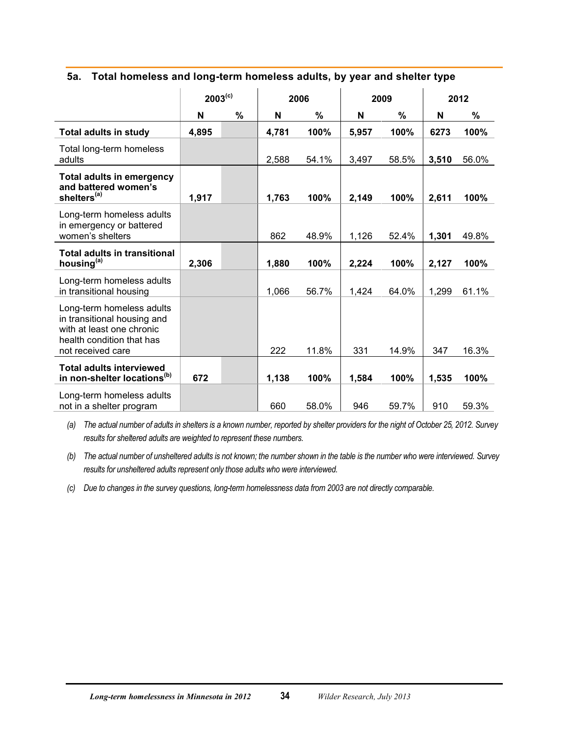### 5a. Total homeless and long-term homeless adults, by year and shelter type

| | 2003[c] | | 2006 | | 2009 | | 2012 | |
|---|---|---|---|---|---|---|---|---|
| | N | % | N | % | N | % | N | % |
| **Total adults in study** | **4,895** | | **4,781** | **100%** | **5,957** | **100%** | **6273** | **100%** |
| Total long-term homeless adults | | | 2,588 | 54.1% | 3,497 | 58.5% | **3,510** | 56.0% |
| **Total adults in emergency and battered women's shelters[a]** | **1,917** | | **1,763** | **100%** | **2,149** | **100%** | **2,611** | **100%** |
| Long-term homeless adults in emergency or battered women's shelters | | | 862 | 48.9% | 1,126 | 52.4% | **1,301** | 49.8% |
| **Total adults in transitional housing[a]** | **2,306** | | **1,880** | **100%** | **2,224** | **100%** | **2,127** | **100%** |
| Long-term homeless adults in transitional housing | | | 1,066 | 56.7% | 1,424 | 64.0% | 1,299 | 61.1% |
| Long-term homeless adults in transitional housing and with at least one chronic health condition that has not received care | | | 222 | 11.8% | 331 | 14.9% | 347 | 16.3% |
| **Total adults interviewed in non-shelter locations[b]** | **672** | | **1,138** | **100%** | **1,584** | **100%** | **1,535** | **100%** |
| Long-term homeless adults not in a shelter program | | | 660 | 58.0% | 946 | 59.7% | 910 | 59.3% |

*(a) The actual number of adults in shelters is a known number, reported by shelter providers for the night of October 25, 2012. Survey results for sheltered adults are weighted to represent these numbers.*

*(b) The actual number of unsheltered adults is not known; the number shown in the table is the number who were interviewed. Survey results for unsheltered adults represent only those adults who were interviewed.*

*(c) Due to changes in the survey questions, long-term homelessness data from 2003 are not directly comparable.*